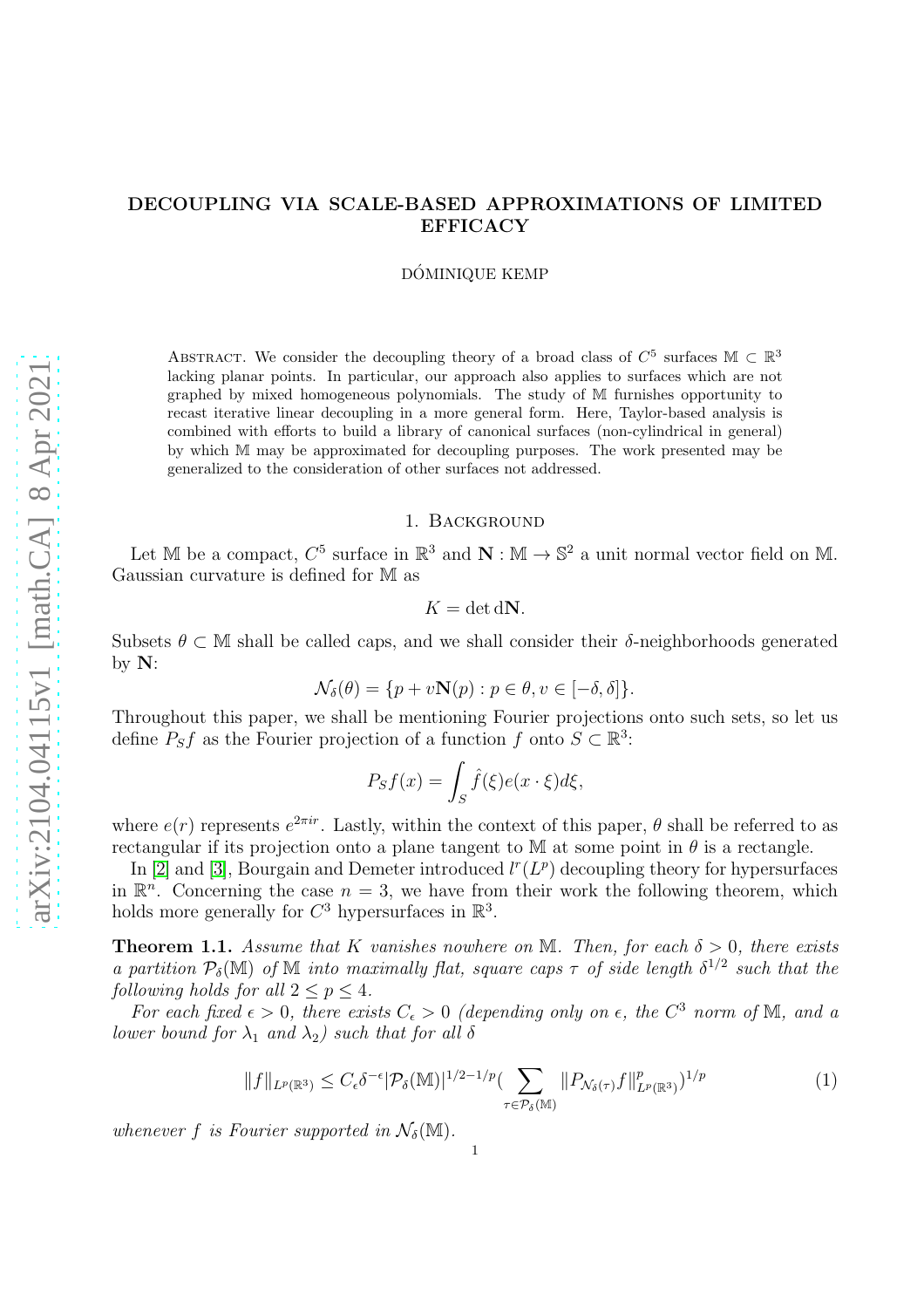# DECOUPLING VIA SCALE-BASED APPROXIMATIONS OF LIMITED EFFICACY

DÓMINIQUE KEMP

ABSTRACT. We consider the decoupling theory of a broad class of $C^5$ surfaces $\mathbb{M} \subset \mathbb{R}^3$ lacking planar points. In particular, our approach also applies to surfaces which are not graphed by mixed homogeneous polynomials. The study of $\mathbb{M}$ furnishes opportunity to recast iterative linear decoupling in a more general form. Here, Taylor-based analysis is combined with efforts to build a library of canonical surfaces (non-cylindrical in general) by which $\mathbb{M}$ may be approximated for decoupling purposes. The work presented may be generalized to the consideration of other surfaces not addressed.

## 1. Background

Let $\mathbb{M}$ be a compact, $C^5$ surface in $\mathbb{R}^3$ and $\mathbf{N} : \mathbb{M} \to \mathbb{S}^2$ a unit normal vector field on $\mathbb{M}$. Gaussian curvature is defined for $\mathbb{M}$ as

$$K = \det \mathrm{d}\mathbf{N}.$$

Subsets $\theta \subset \mathbb{M}$ shall be called caps, and we shall consider their $\delta$-neighborhoods generated by $\mathbf{N}$:

$$\mathcal{N}_\delta(\theta) = \{p + v\mathbf{N}(p) : p \in \theta, v \in [-\delta, \delta]\}.$$

Throughout this paper, we shall be mentioning Fourier projections onto such sets, so let us define $P_S f$ as the Fourier projection of a function $f$ onto $S \subset \mathbb{R}^3$:

$$P_S f(x) = \int_S \hat{f}(\xi) e(x \cdot \xi) d\xi,$$

where $e(r)$ represents $e^{2\pi i r}$. Lastly, within the context of this paper, $\theta$ shall be referred to as rectangular if its projection onto a plane tangent to $\mathbb{M}$ at some point in $\theta$ is a rectangle.

In [2] and [3], Bourgain and Demeter introduced $l^r(L^p)$ decoupling theory for hypersurfaces in $\mathbb{R}^n$. Concerning the case $n = 3$, we have from their work the following theorem, which holds more generally for $C^3$ hypersurfaces in $\mathbb{R}^3$.

**Theorem 1.1.** *Assume that $K$ vanishes nowhere on $\mathbb{M}$. Then, for each $\delta > 0$, there exists a partition $\mathcal{P}_\delta(\mathbb{M})$ of $\mathbb{M}$ into maximally flat, square caps $\tau$ of side length $\delta^{1/2}$ such that the following holds for all $2 \le p \le 4$.*

*For each fixed $\epsilon > 0$, there exists $C_\epsilon > 0$ (depending only on $\epsilon$, the $C^3$ norm of $\mathbb{M}$, and a lower bound for $\lambda_1$ and $\lambda_2$) such that for all $\delta$*

$$\|f\|_{L^p(\mathbb{R}^3)} \le C_\epsilon \delta^{-\epsilon} |\mathcal{P}_\delta(\mathbb{M})|^{1/2-1/p} (\sum_{\tau \in \mathcal{P}_\delta(\mathbb{M})} \|P_{\mathcal{N}_\delta(\tau)} f\|^p_{L^p(\mathbb{R}^3)})^{1/p} \tag{1}$$

*whenever $f$ is Fourier supported in $\mathcal{N}_\delta(\mathbb{M})$.*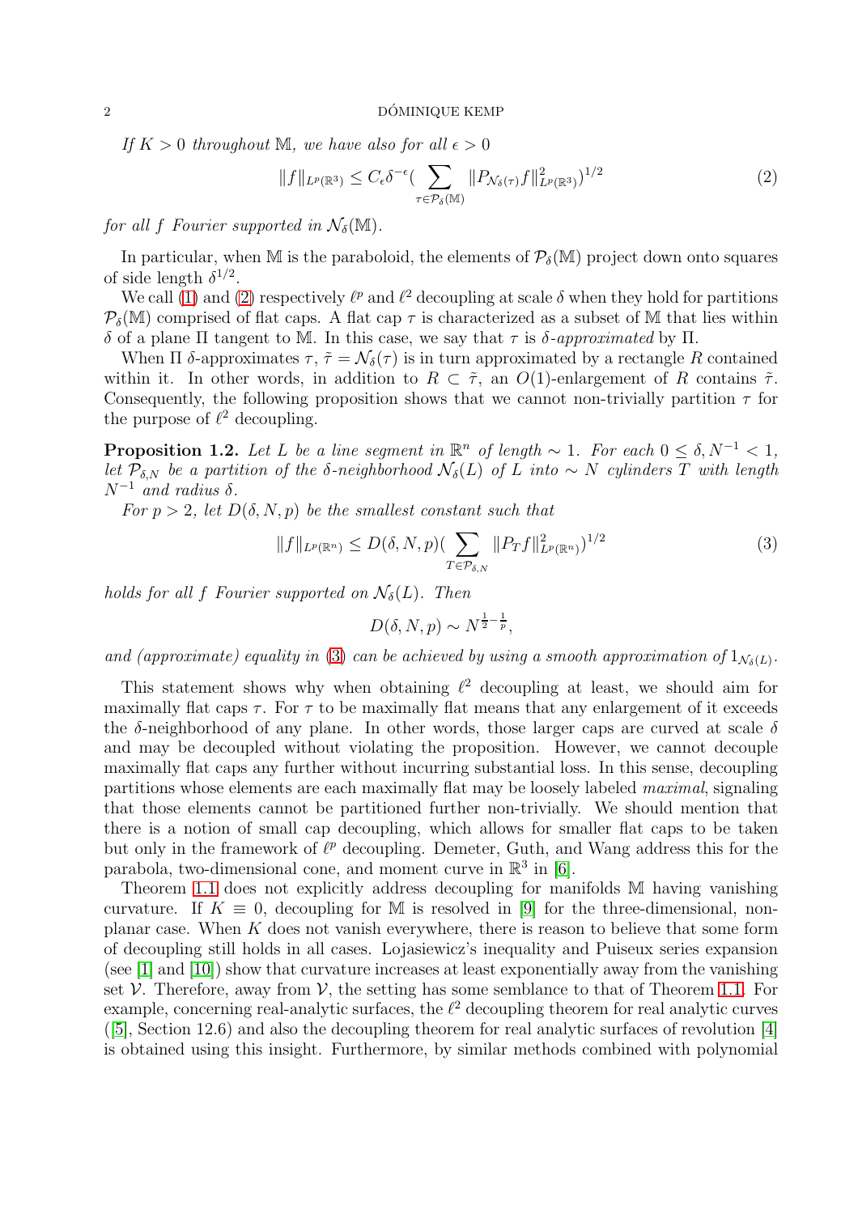*If $K > 0$ throughout $\mathbb{M}$, we have also for all $\epsilon > 0$*

$$\|f\|_{L^p(\mathbb{R}^3)} \leq C_\epsilon \delta^{-\epsilon} (\sum_{\tau \in \mathcal{P}_\delta(\mathbb{M})} \|P_{\mathcal{N}_\delta(\tau)} f\|^2_{L^p(\mathbb{R}^3)})^{1/2} \tag{2}$$

*for all $f$ Fourier supported in $\mathcal{N}_\delta(\mathbb{M})$.*

In particular, when $\mathbb{M}$ is the paraboloid, the elements of $\mathcal{P}_\delta(\mathbb{M})$ project down onto squares of side length $\delta^{1/2}$.

We call (1) and (2) respectively $\ell^p$ and $\ell^2$ decoupling at scale $\delta$ when they hold for partitions $\mathcal{P}_\delta(\mathbb{M})$ comprised of flat caps. A flat cap $\tau$ is characterized as a subset of $\mathbb{M}$ that lies within $\delta$ of a plane $\Pi$ tangent to $\mathbb{M}$. In this case, we say that $\tau$ is *$\delta$-approximated* by $\Pi$.

When $\Pi$ $\delta$-approximates $\tau$, $\tilde{\tau} = \mathcal{N}_\delta(\tau)$ is in turn approximated by a rectangle $R$ contained within it. In other words, in addition to $R \subset \tilde{\tau}$, an $O(1)$-enlargement of $R$ contains $\tilde{\tau}$. Consequently, the following proposition shows that we cannot non-trivially partition $\tau$ for the purpose of $\ell^2$ decoupling.

**Proposition 1.2.** *Let $L$ be a line segment in $\mathbb{R}^n$ of length $\sim 1$. For each $0 \leq \delta, N^{-1} < 1$, let $\mathcal{P}_{\delta,N}$ be a partition of the $\delta$-neighborhood $\mathcal{N}_\delta(L)$ of $L$ into $\sim N$ cylinders $T$ with length $N^{-1}$ and radius $\delta$.*

*For $p > 2$, let $D(\delta, N, p)$ be the smallest constant such that*

$$\|f\|_{L^p(\mathbb{R}^n)} \leq D(\delta, N, p) (\sum_{T \in \mathcal{P}_{\delta,N}} \|P_T f\|^2_{L^p(\mathbb{R}^n)})^{1/2} \tag{3}$$

*holds for all $f$ Fourier supported on $\mathcal{N}_\delta(L)$. Then*

$$D(\delta, N, p) \sim N^{\frac{1}{2} - \frac{1}{p}},$$

*and (approximate) equality in (3) can be achieved by using a smooth approximation of $1_{\mathcal{N}_\delta(L)}$.*

This statement shows why when obtaining $\ell^2$ decoupling at least, we should aim for maximally flat caps $\tau$. For $\tau$ to be maximally flat means that any enlargement of it exceeds the $\delta$-neighborhood of any plane. In other words, those larger caps are curved at scale $\delta$ and may be decoupled without violating the proposition. However, we cannot decouple maximally flat caps any further without incurring substantial loss. In this sense, decoupling partitions whose elements are each maximally flat may be loosely labeled *maximal*, signaling that those elements cannot be partitioned further non-trivially. We should mention that there is a notion of small cap decoupling, which allows for smaller flat caps to be taken but only in the framework of $\ell^p$ decoupling. Demeter, Guth, and Wang address this for the parabola, two-dimensional cone, and moment curve in $\mathbb{R}^3$ in [6].

Theorem 1.1 does not explicitly address decoupling for manifolds $\mathbb{M}$ having vanishing curvature. If $K \equiv 0$, decoupling for $\mathbb{M}$ is resolved in [9] for the three-dimensional, non-planar case. When $K$ does not vanish everywhere, there is reason to believe that some form of decoupling still holds in all cases. Lojasiewicz's inequality and Puiseux series expansion (see [1] and [10]) show that curvature increases at least exponentially away from the vanishing set $\mathcal{V}$. Therefore, away from $\mathcal{V}$, the setting has some semblance to that of Theorem 1.1. For example, concerning real-analytic surfaces, the $\ell^2$ decoupling theorem for real analytic curves ([5], Section 12.6) and also the decoupling theorem for real analytic surfaces of revolution [4] is obtained using this insight. Furthermore, by similar methods combined with polynomial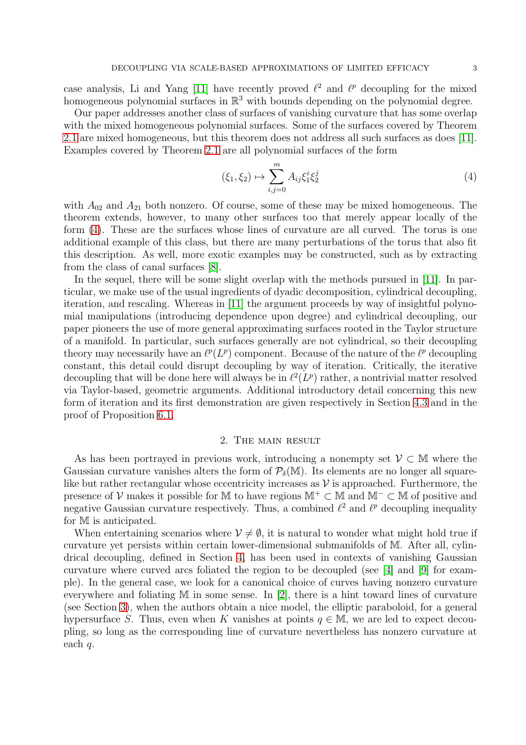case analysis, Li and Yang [11] have recently proved $\ell^2$ and $\ell^p$ decoupling for the mixed homogeneous polynomial surfaces in $\mathbb{R}^3$ with bounds depending on the polynomial degree.

Our paper addresses another class of surfaces of vanishing curvature that has some overlap with the mixed homogeneous polynomial surfaces. Some of the surfaces covered by Theorem 2.1 are mixed homogeneous, but this theorem does not address all such surfaces as does [11]. Examples covered by Theorem 2.1 are all polynomial surfaces of the form

$$(\xi_1, \xi_2) \mapsto \sum_{i,j=0}^{m} A_{ij} \xi_1^i \xi_2^j \tag{4}$$

with $A_{02}$ and $A_{21}$ both nonzero. Of course, some of these may be mixed homogeneous. The theorem extends, however, to many other surfaces too that merely appear locally of the form (4). These are the surfaces whose lines of curvature are all curved. The torus is one additional example of this class, but there are many perturbations of the torus that also fit this description. As well, more exotic examples may be constructed, such as by extracting from the class of canal surfaces [8].

In the sequel, there will be some slight overlap with the methods pursued in [11]. In particular, we make use of the usual ingredients of dyadic decomposition, cylindrical decoupling, iteration, and rescaling. Whereas in [11] the argument proceeds by way of insightful polynomial manipulations (introducing dependence upon degree) and cylindrical decoupling, our paper pioneers the use of more general approximating surfaces rooted in the Taylor structure of a manifold. In particular, such surfaces generally are not cylindrical, so their decoupling theory may necessarily have an $\ell^p(L^p)$ component. Because of the nature of the $\ell^p$ decoupling constant, this detail could disrupt decoupling by way of iteration. Critically, the iterative decoupling that will be done here will always be in $\ell^2(L^p)$ rather, a nontrivial matter resolved via Taylor-based, geometric arguments. Additional introductory detail concerning this new form of iteration and its first demonstration are given respectively in Section 4.3 and in the proof of Proposition 6.1.

## 2. The main result

As has been portrayed in previous work, introducing a nonempty set $\mathcal{V} \subset \mathbb{M}$ where the Gaussian curvature vanishes alters the form of $\mathcal{P}_\delta(\mathbb{M})$. Its elements are no longer all square-like but rather rectangular whose eccentricity increases as $\mathcal{V}$ is approached. Furthermore, the presence of $\mathcal{V}$ makes it possible for $\mathbb{M}$ to have regions $\mathbb{M}^+ \subset \mathbb{M}$ and $\mathbb{M}^- \subset \mathbb{M}$ of positive and negative Gaussian curvature respectively. Thus, a combined $\ell^2$ and $\ell^p$ decoupling inequality for $\mathbb{M}$ is anticipated.

When entertaining scenarios where $\mathcal{V} \neq \emptyset$, it is natural to wonder what might hold true if curvature yet persists within certain lower-dimensional submanifolds of $\mathbb{M}$. After all, cylindrical decoupling, defined in Section 4, has been used in contexts of vanishing Gaussian curvature where curved arcs foliated the region to be decoupled (see [4] and [9] for example). In the general case, we look for a canonical choice of curves having nonzero curvature everywhere and foliating $\mathbb{M}$ in some sense. In [2], there is a hint toward lines of curvature (see Section 3), when the authors obtain a nice model, the elliptic paraboloid, for a general hypersurface $S$. Thus, even when $K$ vanishes at points $q \in \mathbb{M}$, we are led to expect decoupling, so long as the corresponding line of curvature nevertheless has nonzero curvature at each $q$.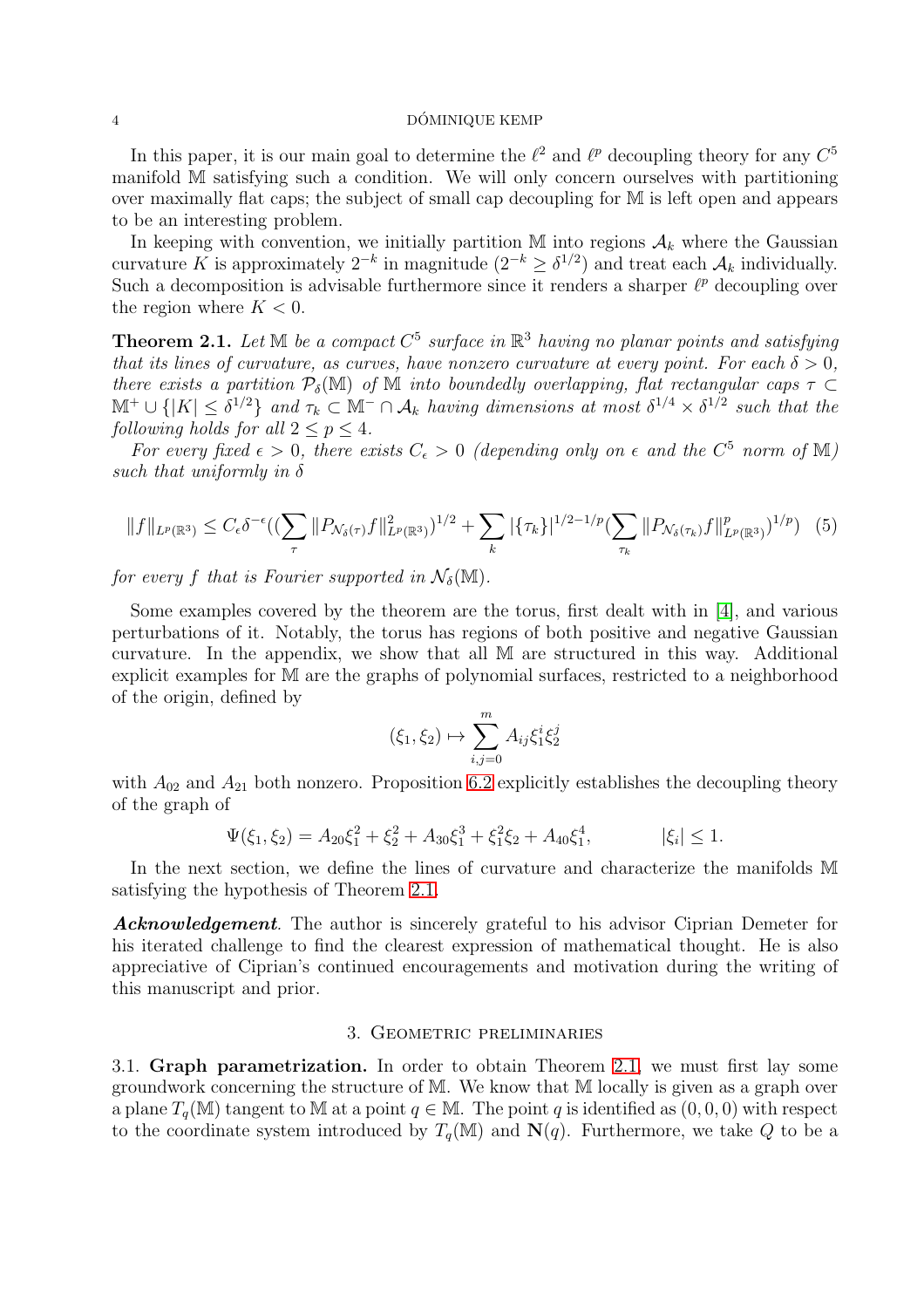In this paper, it is our main goal to determine the $\ell^2$ and $\ell^p$ decoupling theory for any $C^5$ manifold $\mathbb{M}$ satisfying such a condition. We will only concern ourselves with partitioning over maximally flat caps; the subject of small cap decoupling for $\mathbb{M}$ is left open and appears to be an interesting problem.

In keeping with convention, we initially partition $\mathbb{M}$ into regions $\mathcal{A}_k$ where the Gaussian curvature $K$ is approximately $2^{-k}$ in magnitude ($2^{-k} \geq \delta^{1/2}$) and treat each $\mathcal{A}_k$ individually. Such a decomposition is advisable furthermore since it renders a sharper $\ell^p$ decoupling over the region where $K < 0$.

**Theorem 2.1.** *Let $\mathbb{M}$ be a compact $C^5$ surface in $\mathbb{R}^3$ having no planar points and satisfying that its lines of curvature, as curves, have nonzero curvature at every point. For each $\delta > 0$, there exists a partition $\mathcal{P}_\delta(\mathbb{M})$ of $\mathbb{M}$ into boundedly overlapping, flat rectangular caps $\tau \subset \mathbb{M}^+ \cup \{|K| \leq \delta^{1/2}\}$ and $\tau_k \subset \mathbb{M}^- \cap \mathcal{A}_k$ having dimensions at most $\delta^{1/4} \times \delta^{1/2}$ such that the following holds for all $2 \leq p \leq 4$.*

*For every fixed $\epsilon > 0$, there exists $C_\epsilon > 0$ (depending only on $\epsilon$ and the $C^5$ norm of $\mathbb{M}$) such that uniformly in $\delta$*

$$\|f\|_{L^p(\mathbb{R}^3)} \leq C_\epsilon \delta^{-\epsilon}((\sum_\tau \|P_{\mathcal{N}_\delta(\tau)} f\|^2_{L^p(\mathbb{R}^3)})^{1/2} + \sum_k |\{\tau_k\}|^{1/2-1/p}(\sum_{\tau_k} \|P_{\mathcal{N}_\delta(\tau_k)} f\|^p_{L^p(\mathbb{R}^3)})^{1/p}) \quad (5)$$

*for every $f$ that is Fourier supported in $\mathcal{N}_\delta(\mathbb{M})$.*

Some examples covered by the theorem are the torus, first dealt with in [4], and various perturbations of it. Notably, the torus has regions of both positive and negative Gaussian curvature. In the appendix, we show that all $\mathbb{M}$ are structured in this way. Additional explicit examples for $\mathbb{M}$ are the graphs of polynomial surfaces, restricted to a neighborhood of the origin, defined by

$$(\xi_1, \xi_2) \mapsto \sum_{i,j=0}^{m} A_{ij} \xi_1^i \xi_2^j$$

with $A_{02}$ and $A_{21}$ both nonzero. Proposition 6.2 explicitly establishes the decoupling theory of the graph of

$$\Psi(\xi_1, \xi_2) = A_{20}\xi_1^2 + \xi_2^2 + A_{30}\xi_1^3 + \xi_1^2\xi_2 + A_{40}\xi_1^4, \qquad |\xi_i| \leq 1.$$

In the next section, we define the lines of curvature and characterize the manifolds $\mathbb{M}$ satisfying the hypothesis of Theorem 2.1.

***Acknowledgement***. The author is sincerely grateful to his advisor Ciprian Demeter for his iterated challenge to find the clearest expression of mathematical thought. He is also appreciative of Ciprian's continued encouragements and motivation during the writing of this manuscript and prior.

## 3. Geometric preliminaries

3.1. **Graph parametrization.** In order to obtain Theorem 2.1, we must first lay some groundwork concerning the structure of $\mathbb{M}$. We know that $\mathbb{M}$ locally is given as a graph over a plane $T_q(\mathbb{M})$ tangent to $\mathbb{M}$ at a point $q \in \mathbb{M}$. The point $q$ is identified as $(0,0,0)$ with respect to the coordinate system introduced by $T_q(\mathbb{M})$ and $\mathbf{N}(q)$. Furthermore, we take $Q$ to be a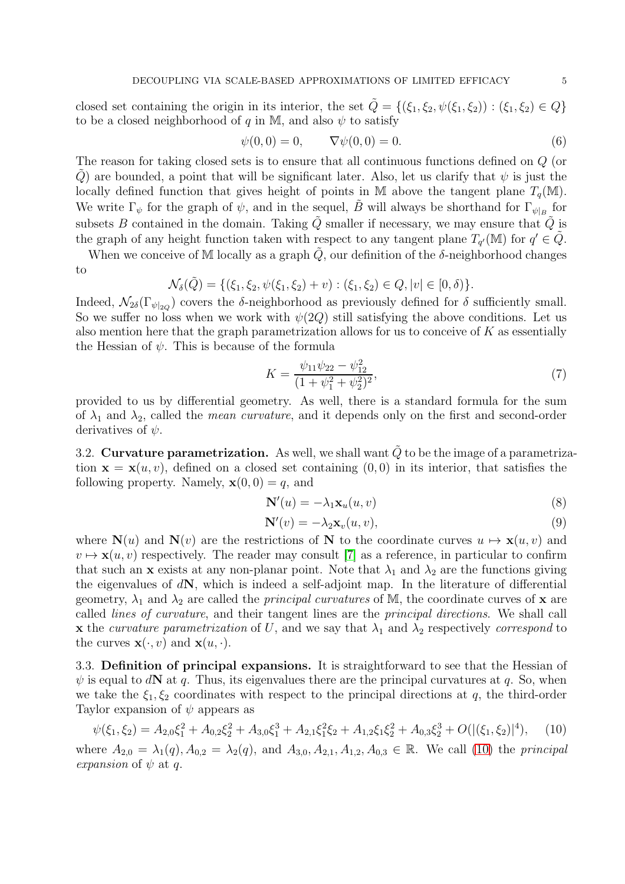closed set containing the origin in its interior, the set $\tilde{Q} = \{(\xi_1, \xi_2, \psi(\xi_1, \xi_2)) : (\xi_1, \xi_2) \in Q\}$ to be a closed neighborhood of $q$ in $\mathbb{M}$, and also $\psi$ to satisfy

$$\psi(0,0) = 0, \qquad \nabla\psi(0,0) = 0. \tag{6}$$

The reason for taking closed sets is to ensure that all continuous functions defined on $Q$ (or $\tilde{Q}$) are bounded, a point that will be significant later. Also, let us clarify that $\psi$ is just the locally defined function that gives height of points in $\mathbb{M}$ above the tangent plane $T_q(\mathbb{M})$. We write $\Gamma_\psi$ for the graph of $\psi$, and in the sequel, $\tilde{B}$ will always be shorthand for $\Gamma_{\psi|_B}$ for subsets $B$ contained in the domain. Taking $\tilde{Q}$ smaller if necessary, we may ensure that $\tilde{Q}$ is the graph of any height function taken with respect to any tangent plane $T_{q'}(\mathbb{M})$ for $q' \in \tilde{Q}$.

When we conceive of $\mathbb{M}$ locally as a graph $\tilde{Q}$, our definition of the $\delta$-neighborhood changes to

$$\mathcal{N}_\delta(\tilde{Q}) = \{(\xi_1, \xi_2, \psi(\xi_1, \xi_2) + v) : (\xi_1, \xi_2) \in Q, |v| \in [0, \delta)\}.$$

Indeed, $\mathcal{N}_{2\delta}(\Gamma_{\psi|_{2Q}})$ covers the $\delta$-neighborhood as previously defined for $\delta$ sufficiently small. So we suffer no loss when we work with $\psi(2Q)$ still satisfying the above conditions. Let us also mention here that the graph parametrization allows for us to conceive of $K$ as essentially the Hessian of $\psi$. This is because of the formula

$$K = \frac{\psi_{11}\psi_{22} - \psi_{12}^2}{(1 + \psi_1^2 + \psi_2^2)^2}, \tag{7}$$

provided to us by differential geometry. As well, there is a standard formula for the sum of $\lambda_1$ and $\lambda_2$, called the *mean curvature*, and it depends only on the first and second-order derivatives of $\psi$.

### 3.2. Curvature parametrization.

As well, we shall want $\tilde{Q}$ to be the image of a parametrization $\mathbf{x} = \mathbf{x}(u, v)$, defined on a closed set containing $(0,0)$ in its interior, that satisfies the following property. Namely, $\mathbf{x}(0,0) = q$, and

$$\mathbf{N}'(u) = -\lambda_1 \mathbf{x}_u(u, v) \tag{8}$$

$$\mathbf{N}'(v) = -\lambda_2 \mathbf{x}_v(u, v), \tag{9}$$

where $\mathbf{N}(u)$ and $\mathbf{N}(v)$ are the restrictions of $\mathbf{N}$ to the coordinate curves $u \mapsto \mathbf{x}(u, v)$ and $v \mapsto \mathbf{x}(u, v)$ respectively. The reader may consult [7] as a reference, in particular to confirm that such an $\mathbf{x}$ exists at any non-planar point. Note that $\lambda_1$ and $\lambda_2$ are the functions giving the eigenvalues of $d\mathbf{N}$, which is indeed a self-adjoint map. In the literature of differential geometry, $\lambda_1$ and $\lambda_2$ are called the *principal curvatures* of $\mathbb{M}$, the coordinate curves of $\mathbf{x}$ are called *lines of curvature*, and their tangent lines are the *principal directions*. We shall call $\mathbf{x}$ the *curvature parametrization* of $U$, and we say that $\lambda_1$ and $\lambda_2$ respectively *correspond* to the curves $\mathbf{x}(\cdot, v)$ and $\mathbf{x}(u, \cdot)$.

### 3.3. Definition of principal expansions.

It is straightforward to see that the Hessian of $\psi$ is equal to $d\mathbf{N}$ at $q$. Thus, its eigenvalues there are the principal curvatures at $q$. So, when we take the $\xi_1, \xi_2$ coordinates with respect to the principal directions at $q$, the third-order Taylor expansion of $\psi$ appears as

$$\psi(\xi_1, \xi_2) = A_{2,0}\xi_1^2 + A_{0,2}\xi_2^2 + A_{3,0}\xi_1^3 + A_{2,1}\xi_1^2\xi_2 + A_{1,2}\xi_1\xi_2^2 + A_{0,3}\xi_2^3 + O(|(\xi_1, \xi_2)|^4), \tag{10}$$

where $A_{2,0} = \lambda_1(q), A_{0,2} = \lambda_2(q)$, and $A_{3,0}, A_{2,1}, A_{1,2}, A_{0,3} \in \mathbb{R}$. We call (10) the *principal expansion* of $\psi$ at $q$.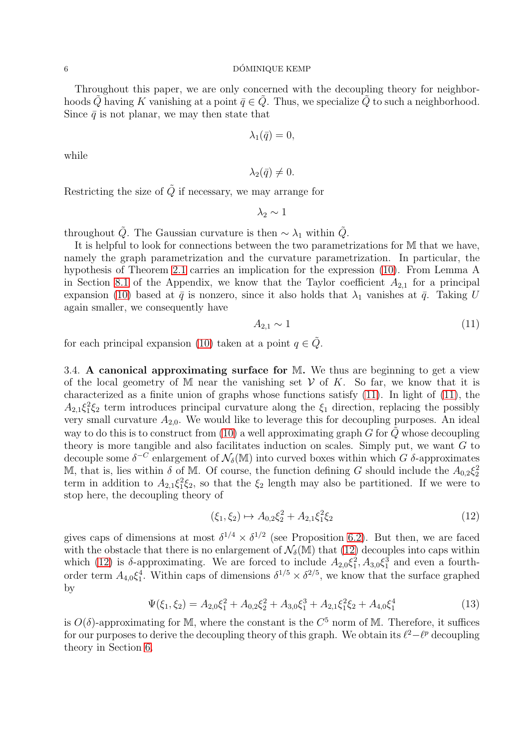Throughout this paper, we are only concerned with the decoupling theory for neighborhoods $\tilde{Q}$ having $K$ vanishing at a point $\bar{q} \in \tilde{Q}$. Thus, we specialize $\tilde{Q}$ to such a neighborhood. Since $\bar{q}$ is not planar, we may then state that

$$\lambda_1(\bar{q}) = 0,$$

while

$$\lambda_2(\bar{q}) \neq 0.$$

Restricting the size of $\tilde{Q}$ if necessary, we may arrange for

$$\lambda_2 \sim 1$$

throughout $\tilde{Q}$. The Gaussian curvature is then $\sim \lambda_1$ within $\tilde{Q}$.

It is helpful to look for connections between the two parametrizations for $\mathbb{M}$ that we have, namely the graph parametrization and the curvature parametrization. In particular, the hypothesis of Theorem 2.1 carries an implication for the expression (10). From Lemma A in Section 8.1 of the Appendix, we know that the Taylor coefficient $A_{2,1}$ for a principal expansion (10) based at $\bar{q}$ is nonzero, since it also holds that $\lambda_1$ vanishes at $\bar{q}$. Taking $U$ again smaller, we consequently have

$$A_{2,1} \sim 1 \tag{11}$$

for each principal expansion (10) taken at a point $q \in \tilde{Q}$.

3.4. **A canonical approximating surface for $\mathbb{M}$.** We thus are beginning to get a view of the local geometry of $\mathbb{M}$ near the vanishing set $\mathcal{V}$ of $K$. So far, we know that it is characterized as a finite union of graphs whose functions satisfy (11). In light of (11), the $A_{2,1}\xi_1^2\xi_2$ term introduces principal curvature along the $\xi_1$ direction, replacing the possibly very small curvature $A_{2,0}$. We would like to leverage this for decoupling purposes. An ideal way to do this is to construct from (10) a well approximating graph $G$ for $\tilde{Q}$ whose decoupling theory is more tangible and also facilitates induction on scales. Simply put, we want $G$ to decouple some $\delta^{-C}$ enlargement of $\mathcal{N}_\delta(\mathbb{M})$ into curved boxes within which $G$ $\delta$-approximates $\mathbb{M}$, that is, lies within $\delta$ of $\mathbb{M}$. Of course, the function defining $G$ should include the $A_{0,2}\xi_2^2$ term in addition to $A_{2,1}\xi_1^2\xi_2$, so that the $\xi_2$ length may also be partitioned. If we were to stop here, the decoupling theory of

$$(\xi_1, \xi_2) \mapsto A_{0,2}\xi_2^2 + A_{2,1}\xi_1^2\xi_2 \tag{12}$$

gives caps of dimensions at most $\delta^{1/4} \times \delta^{1/2}$ (see Proposition 6.2). But then, we are faced with the obstacle that there is no enlargement of $\mathcal{N}_\delta(\mathbb{M})$ that (12) decouples into caps within which (12) is $\delta$-approximating. We are forced to include $A_{2,0}\xi_1^2, A_{3,0}\xi_1^3$ and even a fourth-order term $A_{4,0}\xi_1^4$. Within caps of dimensions $\delta^{1/5} \times \delta^{2/5}$, we know that the surface graphed by

$$\Psi(\xi_1, \xi_2) = A_{2,0}\xi_1^2 + A_{0,2}\xi_2^2 + A_{3,0}\xi_1^3 + A_{2,1}\xi_1^2\xi_2 + A_{4,0}\xi_1^4 \tag{13}$$

is $O(\delta)$-approximating for $\mathbb{M}$, where the constant is the $C^5$ norm of $\mathbb{M}$. Therefore, it suffices for our purposes to derive the decoupling theory of this graph. We obtain its $\ell^2 - \ell^p$ decoupling theory in Section 6.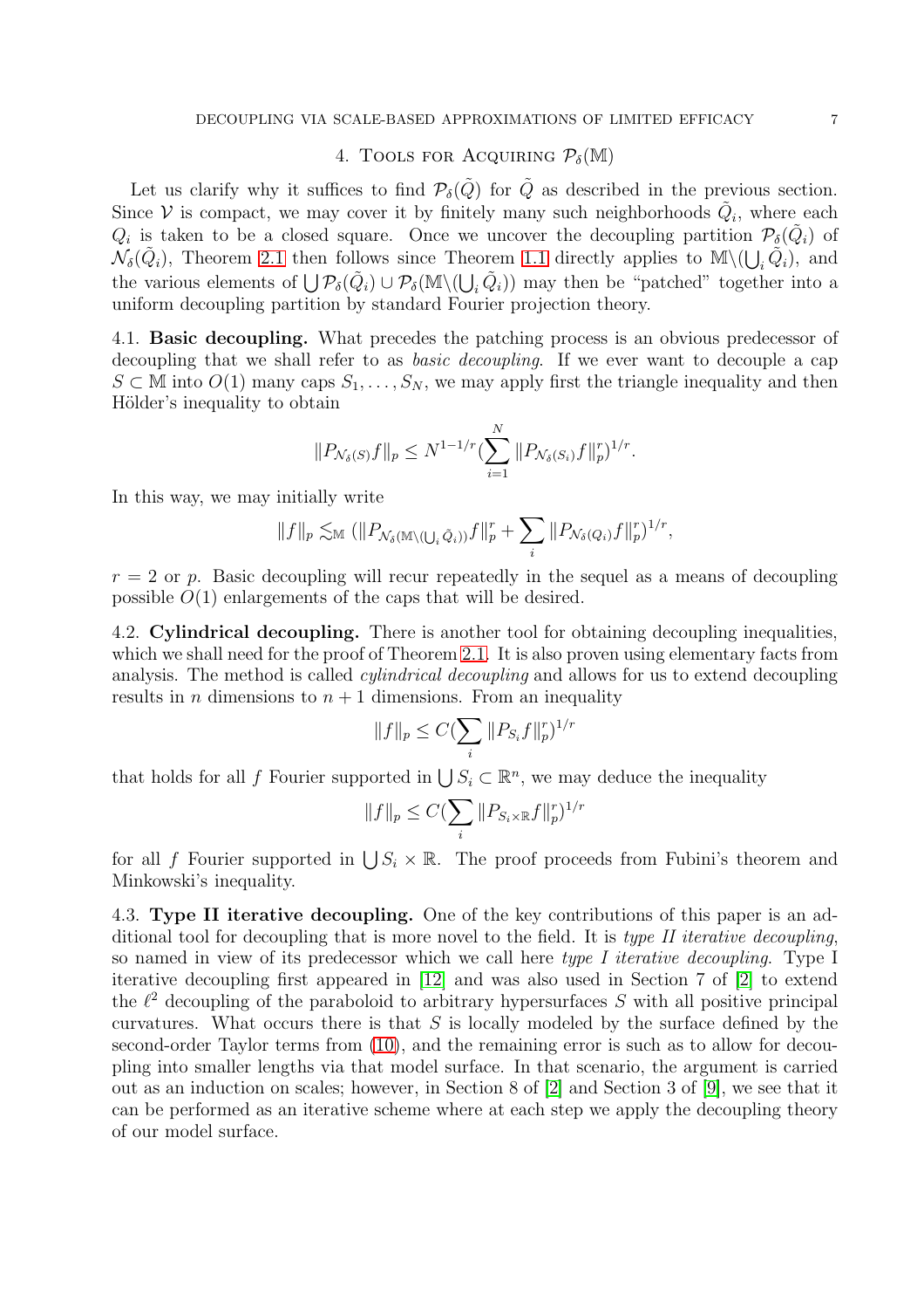## 4. Tools for Acquiring $\mathcal{P}_\delta(\mathbb{M})$

Let us clarify why it suffices to find $\mathcal{P}_\delta(\tilde{Q})$ for $\tilde{Q}$ as described in the previous section. Since $\mathcal{V}$ is compact, we may cover it by finitely many such neighborhoods $\tilde{Q}_i$, where each $Q_i$ is taken to be a closed square. Once we uncover the decoupling partition $\mathcal{P}_\delta(\tilde{Q}_i)$ of $\mathcal{N}_\delta(\tilde{Q}_i)$, Theorem 2.1 then follows since Theorem 1.1 directly applies to $\mathbb{M}\backslash(\bigcup_i \tilde{Q}_i)$, and the various elements of $\bigcup \mathcal{P}_\delta(\tilde{Q}_i) \cup \mathcal{P}_\delta(\mathbb{M}\backslash(\bigcup_i \tilde{Q}_i))$ may then be "patched" together into a uniform decoupling partition by standard Fourier projection theory.

4.1. **Basic decoupling.** What precedes the patching process is an obvious predecessor of decoupling that we shall refer to as *basic decoupling*. If we ever want to decouple a cap $S \subset \mathbb{M}$ into $O(1)$ many caps $S_1, \ldots, S_N$, we may apply first the triangle inequality and then Hölder's inequality to obtain

$$\|P_{\mathcal{N}_\delta(S)} f\|_p \leq N^{1-1/r} (\sum_{i=1}^{N} \|P_{\mathcal{N}_\delta(S_i)} f\|_p^r)^{1/r}.$$

In this way, we may initially write

$$\|f\|_p \lesssim_{\mathbb{M}} (\|P_{\mathcal{N}_\delta(\mathbb{M}\backslash(\bigcup_i \tilde{Q}_i))} f\|_p^r + \sum_i \|P_{\mathcal{N}_\delta(Q_i)} f\|_p^r)^{1/r},$$

$r = 2$ or $p$. Basic decoupling will recur repeatedly in the sequel as a means of decoupling possible $O(1)$ enlargements of the caps that will be desired.

4.2. **Cylindrical decoupling.** There is another tool for obtaining decoupling inequalities, which we shall need for the proof of Theorem 2.1. It is also proven using elementary facts from analysis. The method is called *cylindrical decoupling* and allows for us to extend decoupling results in $n$ dimensions to $n+1$ dimensions. From an inequality

$$\|f\|_p \leq C(\sum_i \|P_{S_i} f\|_p^r)^{1/r}$$

that holds for all $f$ Fourier supported in $\bigcup S_i \subset \mathbb{R}^n$, we may deduce the inequality

$$\|f\|_p \leq C(\sum_i \|P_{S_i \times \mathbb{R}} f\|_p^r)^{1/r}$$

for all $f$ Fourier supported in $\bigcup S_i \times \mathbb{R}$. The proof proceeds from Fubini's theorem and Minkowski's inequality.

4.3. **Type II iterative decoupling.** One of the key contributions of this paper is an additional tool for decoupling that is more novel to the field. It is *type II iterative decoupling*, so named in view of its predecessor which we call here *type I iterative decoupling*. Type I iterative decoupling first appeared in [12] and was also used in Section 7 of [2] to extend the $\ell^2$ decoupling of the paraboloid to arbitrary hypersurfaces $S$ with all positive principal curvatures. What occurs there is that $S$ is locally modeled by the surface defined by the second-order Taylor terms from (10), and the remaining error is such as to allow for decoupling into smaller lengths via that model surface. In that scenario, the argument is carried out as an induction on scales; however, in Section 8 of [2] and Section 3 of [9], we see that it can be performed as an iterative scheme where at each step we apply the decoupling theory of our model surface.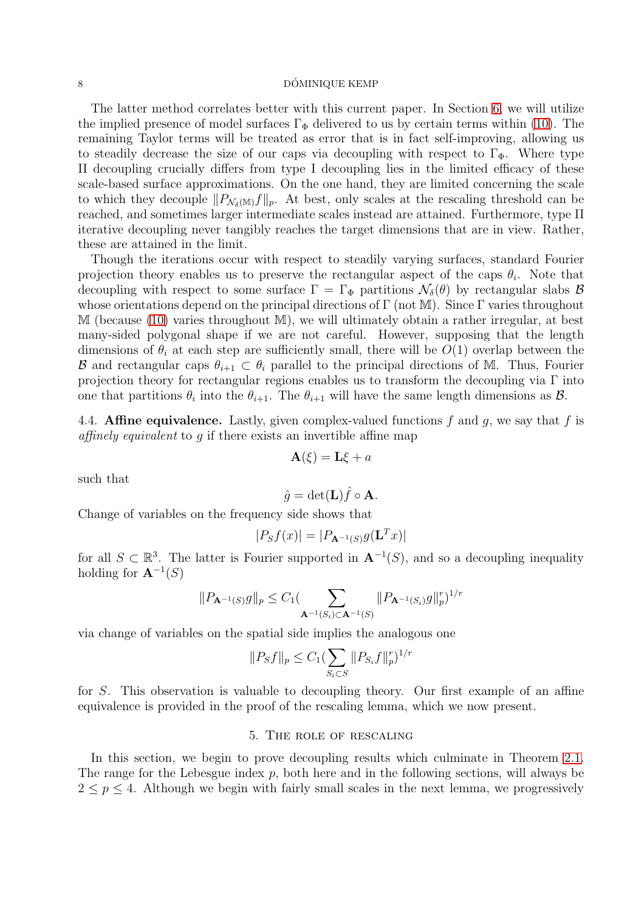The latter method correlates better with this current paper. In Section 6, we will utilize the implied presence of model surfaces $\Gamma_\Phi$ delivered to us by certain terms within (10). The remaining Taylor terms will be treated as error that is in fact self-improving, allowing us to steadily decrease the size of our caps via decoupling with respect to $\Gamma_\Phi$. Where type II decoupling crucially differs from type I decoupling lies in the limited efficacy of these scale-based surface approximations. On the one hand, they are limited concerning the scale to which they decouple $\|P_{\mathcal{N}_\delta(\mathbb{M})}f\|_p$. At best, only scales at the rescaling threshold can be reached, and sometimes larger intermediate scales instead are attained. Furthermore, type II iterative decoupling never tangibly reaches the target dimensions that are in view. Rather, these are attained in the limit.

Though the iterations occur with respect to steadily varying surfaces, standard Fourier projection theory enables us to preserve the rectangular aspect of the caps $\theta_i$. Note that decoupling with respect to some surface $\Gamma = \Gamma_\Phi$ partitions $\mathcal{N}_\delta(\theta)$ by rectangular slabs $\mathcal{B}$ whose orientations depend on the principal directions of $\Gamma$ (not $\mathbb{M}$). Since $\Gamma$ varies throughout $\mathbb{M}$ (because (10) varies throughout $\mathbb{M}$), we will ultimately obtain a rather irregular, at best many-sided polygonal shape if we are not careful. However, supposing that the length dimensions of $\theta_i$ at each step are sufficiently small, there will be $O(1)$ overlap between the $\mathcal{B}$ and rectangular caps $\theta_{i+1} \subset \theta_i$ parallel to the principal directions of $\mathbb{M}$. Thus, Fourier projection theory for rectangular regions enables us to transform the decoupling via $\Gamma$ into one that partitions $\theta_i$ into the $\theta_{i+1}$. The $\theta_{i+1}$ will have the same length dimensions as $\mathcal{B}$.

4.4. **Affine equivalence.** Lastly, given complex-valued functions $f$ and $g$, we say that $f$ is *affinely equivalent* to $g$ if there exists an invertible affine map

$$\mathbf{A}(\xi) = \mathbf{L}\xi + a$$

such that

$$\hat{g} = \det(\mathbf{L})\hat{f} \circ \mathbf{A}.$$

Change of variables on the frequency side shows that

$$|P_S f(x)| = |P_{\mathbf{A}^{-1}(S)} g(\mathbf{L}^T x)|$$

for all $S \subset \mathbb{R}^3$. The latter is Fourier supported in $\mathbf{A}^{-1}(S)$, and so a decoupling inequality holding for $\mathbf{A}^{-1}(S)$

$$\|P_{\mathbf{A}^{-1}(S)} g\|_p \leq C_1 \Big( \sum_{\mathbf{A}^{-1}(S_i) \subset \mathbf{A}^{-1}(S)} \|P_{\mathbf{A}^{-1}(S_i)} g\|_p^r \Big)^{1/r}$$

via change of variables on the spatial side implies the analogous one

$$\|P_S f\|_p \leq C_1 \Big( \sum_{S_i \subset S} \|P_{S_i} f\|_p^r \Big)^{1/r}$$

for $S$. This observation is valuable to decoupling theory. Our first example of an affine equivalence is provided in the proof of the rescaling lemma, which we now present.

## 5. The role of rescaling

In this section, we begin to prove decoupling results which culminate in Theorem 2.1. The range for the Lebesgue index $p$, both here and in the following sections, will always be $2 \leq p \leq 4$. Although we begin with fairly small scales in the next lemma, we progressively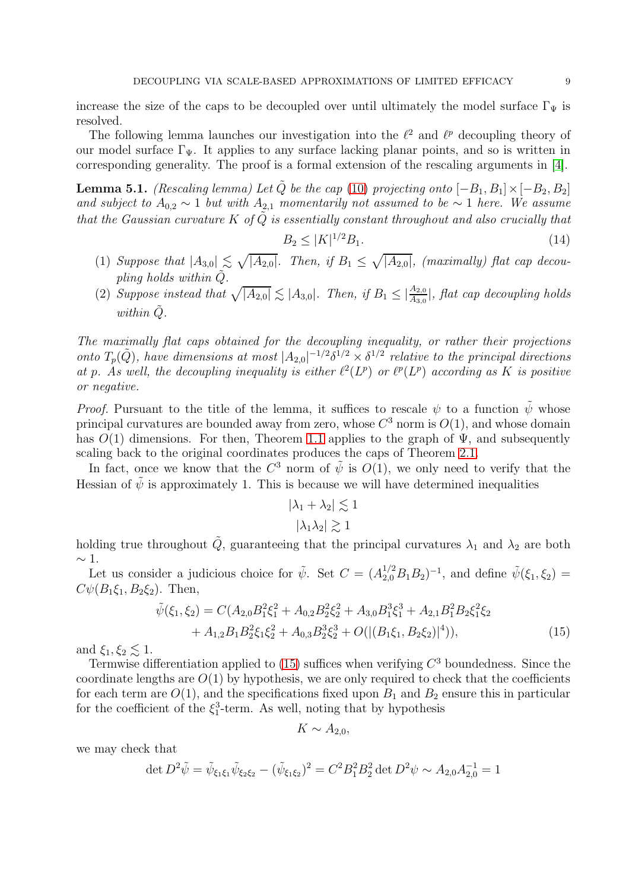increase the size of the caps to be decoupled over until ultimately the model surface $\Gamma_\Psi$ is resolved.

The following lemma launches our investigation into the $\ell^2$ and $\ell^p$ decoupling theory of our model surface $\Gamma_\Psi$. It applies to any surface lacking planar points, and so is written in corresponding generality. The proof is a formal extension of the rescaling arguments in [4].

**Lemma 5.1.** *(Rescaling lemma) Let $\tilde{Q}$ be the cap (10) projecting onto $[-B_1, B_1] \times [-B_2, B_2]$ and subject to $A_{0,2} \sim 1$ but with $A_{2,1}$ momentarily not assumed to be $\sim 1$ here. We assume that the Gaussian curvature $K$ of $\tilde{Q}$ is essentially constant throughout and also crucially that*

$$B_2 \leq |K|^{1/2} B_1. \tag{14}$$

1. *Suppose that $|A_{3,0}| \lesssim \sqrt{|A_{2,0}|}$. Then, if $B_1 \leq \sqrt{|A_{2,0}|}$, (maximally) flat cap decoupling holds within $\tilde{Q}$.*
2. *Suppose instead that $\sqrt{|A_{2,0}|} \lesssim |A_{3,0}|$. Then, if $B_1 \leq |\frac{A_{2,0}}{A_{3,0}}|$, flat cap decoupling holds within $\tilde{Q}$.*

*The maximally flat caps obtained for the decoupling inequality, or rather their projections onto $T_p(\tilde{Q})$, have dimensions at most $|A_{2,0}|^{-1/2}\delta^{1/2} \times \delta^{1/2}$ relative to the principal directions at $p$. As well, the decoupling inequality is either $\ell^2(L^p)$ or $\ell^p(L^p)$ according as $K$ is positive or negative.*

*Proof.* Pursuant to the title of the lemma, it suffices to rescale $\psi$ to a function $\tilde{\psi}$ whose principal curvatures are bounded away from zero, whose $C^3$ norm is $O(1)$, and whose domain has $O(1)$ dimensions. For then, Theorem 1.1 applies to the graph of $\Psi$, and subsequently scaling back to the original coordinates produces the caps of Theorem 2.1.

In fact, once we know that the $C^3$ norm of $\tilde{\psi}$ is $O(1)$, we only need to verify that the Hessian of $\tilde{\psi}$ is approximately 1. This is because we will have determined inequalities

$$|\lambda_1 + \lambda_2| \lesssim 1$$
$$|\lambda_1 \lambda_2| \gtrsim 1$$

holding true throughout $\tilde{Q}$, guaranteeing that the principal curvatures $\lambda_1$ and $\lambda_2$ are both $\sim 1$.

Let us consider a judicious choice for $\tilde{\psi}$. Set $C = (A_{2,0}^{1/2} B_1 B_2)^{-1}$, and define $\tilde{\psi}(\xi_1, \xi_2) = C\psi(B_1\xi_1, B_2\xi_2)$. Then,

$$\begin{aligned}\tilde{\psi}(\xi_1, \xi_2) = C(&A_{2,0}B_1^2\xi_1^2 + A_{0,2}B_2^2\xi_2^2 + A_{3,0}B_1^3\xi_1^3 + A_{2,1}B_1^2B_2\xi_1^2\xi_2 \\ &+ A_{1,2}B_1B_2^2\xi_1\xi_2^2 + A_{0,3}B_2^3\xi_2^3 + O(|(B_1\xi_1, B_2\xi_2)|^4)),\end{aligned} \tag{15}$$

and $\xi_1, \xi_2 \lesssim 1$.

Termwise differentiation applied to (15) suffices when verifying $C^3$ boundedness. Since the coordinate lengths are $O(1)$ by hypothesis, we are only required to check that the coefficients for each term are $O(1)$, and the specifications fixed upon $B_1$ and $B_2$ ensure this in particular for the coefficient of the $\xi_1^3$-term. As well, noting that by hypothesis

$$K \sim A_{2,0},$$

we may check that

$$\det D^2\tilde{\psi} = \tilde{\psi}_{\xi_1\xi_1}\tilde{\psi}_{\xi_2\xi_2} - (\tilde{\psi}_{\xi_1\xi_2})^2 = C^2B_1^2B_2^2 \det D^2\psi \sim A_{2,0}A_{2,0}^{-1} = 1$$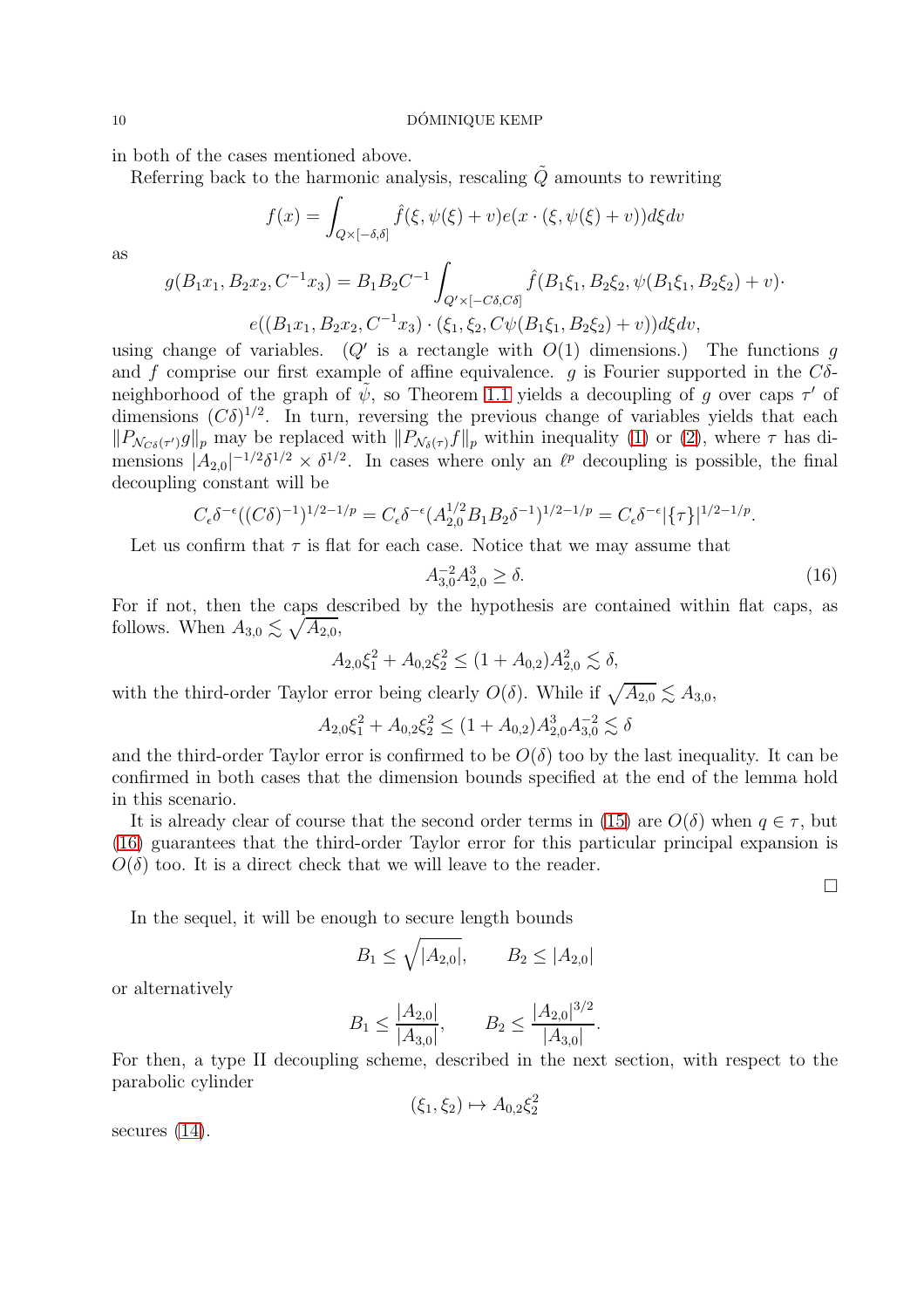in both of the cases mentioned above.

Referring back to the harmonic analysis, rescaling $\tilde{Q}$ amounts to rewriting

$$f(x) = \int_{Q\times[-\delta,\delta]} \hat{f}(\xi, \psi(\xi)+v)e(x\cdot(\xi,\psi(\xi)+v))d\xi dv$$

as

$$g(B_1x_1, B_2x_2, C^{-1}x_3) = B_1B_2C^{-1}\int_{Q'\times[-C\delta,C\delta]} \hat{f}(B_1\xi_1, B_2\xi_2, \psi(B_1\xi_1, B_2\xi_2)+v)\cdot$$
$$e((B_1x_1, B_2x_2, C^{-1}x_3)\cdot(\xi_1,\xi_2, C\psi(B_1\xi_1, B_2\xi_2)+v))d\xi dv,$$

using change of variables. ($Q'$ is a rectangle with $O(1)$ dimensions.) The functions $g$ and $f$ comprise our first example of affine equivalence. $g$ is Fourier supported in the $C\delta$-neighborhood of the graph of $\tilde{\psi}$, so Theorem 1.1 yields a decoupling of $g$ over caps $\tau'$ of dimensions $(C\delta)^{1/2}$. In turn, reversing the previous change of variables yields that each $\|P_{\mathcal{N}_{C\delta}(\tau')}g\|_p$ may be replaced with $\|P_{\mathcal{N}_\delta(\tau)}f\|_p$ within inequality (1) or (2), where $\tau$ has dimensions $|A_{2,0}|^{-1/2}\delta^{1/2}\times\delta^{1/2}$. In cases where only an $\ell^p$ decoupling is possible, the final decoupling constant will be

$$C_\epsilon\delta^{-\epsilon}((C\delta)^{-1})^{1/2-1/p} = C_\epsilon\delta^{-\epsilon}(A_{2,0}^{1/2}B_1B_2\delta^{-1})^{1/2-1/p} = C_\epsilon\delta^{-\epsilon}|\{\tau\}|^{1/2-1/p}.$$

Let us confirm that $\tau$ is flat for each case. Notice that we may assume that

$$A_{3,0}^{-2}A_{2,0}^3 \geq \delta. \tag{16}$$

For if not, then the caps described by the hypothesis are contained within flat caps, as follows. When $A_{3,0} \lesssim \sqrt{A_{2,0}}$,

$$A_{2,0}\xi_1^2 + A_{0,2}\xi_2^2 \leq (1+A_{0,2})A_{2,0}^2 \lesssim \delta,$$

with the third-order Taylor error being clearly $O(\delta)$. While if $\sqrt{A_{2,0}} \lesssim A_{3,0}$,

$$A_{2,0}\xi_1^2 + A_{0,2}\xi_2^2 \leq (1+A_{0,2})A_{2,0}^3A_{3,0}^{-2} \lesssim \delta$$

and the third-order Taylor error is confirmed to be $O(\delta)$ too by the last inequality. It can be confirmed in both cases that the dimension bounds specified at the end of the lemma hold in this scenario.

It is already clear of course that the second order terms in (15) are $O(\delta)$ when $q \in \tau$, but (16) guarantees that the third-order Taylor error for this particular principal expansion is $O(\delta)$ too. It is a direct check that we will leave to the reader.

□

In the sequel, it will be enough to secure length bounds

$$B_1 \leq \sqrt{|A_{2,0}|}, \qquad B_2 \leq |A_{2,0}|$$

or alternatively

$$B_1 \leq \frac{|A_{2,0}|}{|A_{3,0}|}, \qquad B_2 \leq \frac{|A_{2,0}|^{3/2}}{|A_{3,0}|}.$$

For then, a type II decoupling scheme, described in the next section, with respect to the parabolic cylinder

$$(\xi_1,\xi_2) \mapsto A_{0,2}\xi_2^2$$

secures (14).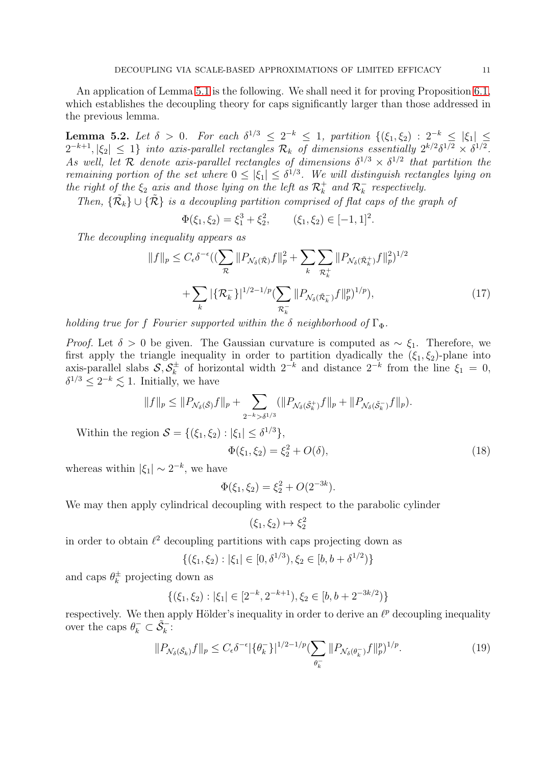An application of Lemma 5.1 is the following. We shall need it for proving Proposition 6.1, which establishes the decoupling theory for caps significantly larger than those addressed in the previous lemma.

**Lemma 5.2.** *Let $\delta > 0$. For each $\delta^{1/3} \leq 2^{-k} \leq 1$, partition $\{(\xi_1, \xi_2) : 2^{-k} \leq |\xi_1| \leq 2^{-k+1}, |\xi_2| \leq 1\}$ into axis-parallel rectangles $\mathcal{R}_k$ of dimensions essentially $2^{k/2}\delta^{1/2} \times \delta^{1/2}$. As well, let $\mathcal{R}$ denote axis-parallel rectangles of dimensions $\delta^{1/3} \times \delta^{1/2}$ that partition the remaining portion of the set where $0 \leq |\xi_1| \leq \delta^{1/3}$. We will distinguish rectangles lying on the right of the $\xi_2$ axis and those lying on the left as $\mathcal{R}_k^+$ and $\mathcal{R}_k^-$ respectively.*

*Then, $\{\tilde{\mathcal{R}}_k\} \cup \{\tilde{\mathcal{R}}\}$ is a decoupling partition comprised of flat caps of the graph of*

$$\Phi(\xi_1, \xi_2) = \xi_1^3 + \xi_2^2, \qquad (\xi_1, \xi_2) \in [-1, 1]^2.$$

*The decoupling inequality appears as*

$$\|f\|_p \leq C_\epsilon \delta^{-\epsilon}((\sum_{\mathcal{R}} \|P_{\mathcal{N}_\delta(\tilde{\mathcal{R}})} f\|_p^2 + \sum_k \sum_{\mathcal{R}_k^+} \|P_{\mathcal{N}_\delta(\tilde{\mathcal{R}}_k^+)} f\|_p^2)^{1/2}$$
$$+ \sum_k |\{\mathcal{R}_k^-\}|^{1/2-1/p} (\sum_{\mathcal{R}_k^-} \|P_{\mathcal{N}_\delta(\tilde{\mathcal{R}}_k^-)} f\|_p^p)^{1/p}), \tag{17}$$

*holding true for $f$ Fourier supported within the $\delta$ neighborhood of $\Gamma_\Phi$.*

*Proof.* Let $\delta > 0$ be given. The Gaussian curvature is computed as $\sim \xi_1$. Therefore, we first apply the triangle inequality in order to partition dyadically the $(\xi_1, \xi_2)$-plane into axis-parallel slabs $\mathcal{S}, \mathcal{S}_k^\pm$ of horizontal width $2^{-k}$ and distance $2^{-k}$ from the line $\xi_1 = 0$, $\delta^{1/3} \leq 2^{-k} \lesssim 1$. Initially, we have

$$\|f\|_p \leq \|P_{\mathcal{N}_\delta(\tilde{\mathcal{S}})} f\|_p + \sum_{2^{-k} > \delta^{1/3}} (\|P_{\mathcal{N}_\delta(\tilde{\mathcal{S}}_k^+)} f\|_p + \|P_{\mathcal{N}_\delta(\tilde{\mathcal{S}}_k^-)} f\|_p).$$

Within the region $\mathcal{S} = \{(\xi_1, \xi_2) : |\xi_1| \leq \delta^{1/3}\}$,

$$\Phi(\xi_1, \xi_2) = \xi_2^2 + O(\delta), \tag{18}$$

whereas within $|\xi_1| \sim 2^{-k}$, we have

$$\Phi(\xi_1, \xi_2) = \xi_2^2 + O(2^{-3k}).$$

We may then apply cylindrical decoupling with respect to the parabolic cylinder

$$(\xi_1, \xi_2) \mapsto \xi_2^2$$

in order to obtain $\ell^2$ decoupling partitions with caps projecting down as

$$\{(\xi_1, \xi_2) : |\xi_1| \in [0, \delta^{1/3}), \xi_2 \in [b, b + \delta^{1/2})\}$$

and caps $\theta_k^\pm$ projecting down as

$$\{(\xi_1, \xi_2) : |\xi_1| \in [2^{-k}, 2^{-k+1}), \xi_2 \in [b, b + 2^{-3k/2})\}$$

respectively. We then apply Hölder's inequality in order to derive an $\ell^p$ decoupling inequality over the caps $\theta_k^- \subset \tilde{\mathcal{S}}_k^-$:

$$\|P_{\mathcal{N}_\delta(\tilde{\mathcal{S}}_k)} f\|_p \leq C_\epsilon \delta^{-\epsilon} |\{\theta_k^-\}|^{1/2-1/p} (\sum_{\theta_k^-} \|P_{\mathcal{N}_\delta(\theta_k^-)} f\|_p^p)^{1/p}. \tag{19}$$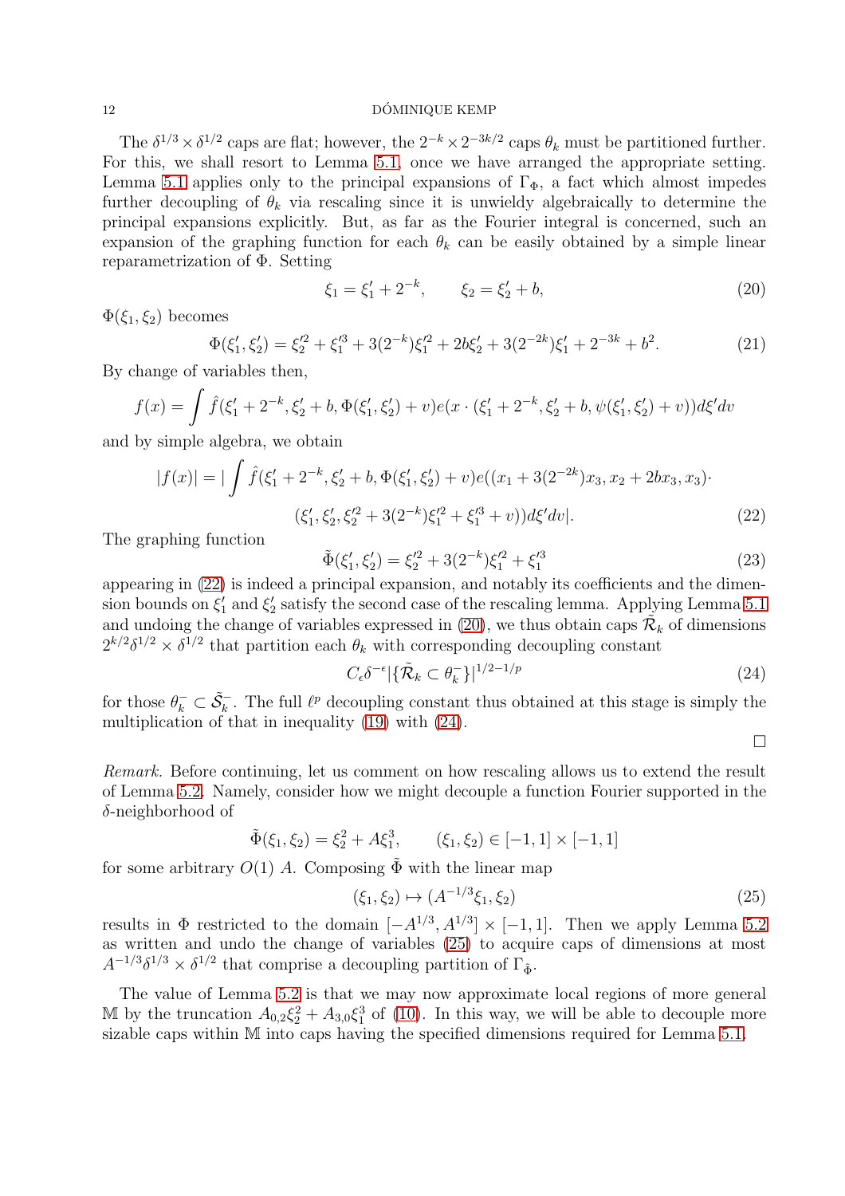The $\delta^{1/3} \times \delta^{1/2}$ caps are flat; however, the $2^{-k} \times 2^{-3k/2}$ caps $\theta_k$ must be partitioned further. For this, we shall resort to Lemma 5.1, once we have arranged the appropriate setting. Lemma 5.1 applies only to the principal expansions of $\Gamma_\Phi$, a fact which almost impedes further decoupling of $\theta_k$ via rescaling since it is unwieldy algebraically to determine the principal expansions explicitly. But, as far as the Fourier integral is concerned, such an expansion of the graphing function for each $\theta_k$ can be easily obtained by a simple linear reparametrization of $\Phi$. Setting

$$\xi_1 = \xi_1' + 2^{-k}, \qquad \xi_2 = \xi_2' + b, \tag{20}$$

$\Phi(\xi_1, \xi_2)$ becomes

$$\Phi(\xi_1', \xi_2') = \xi_2'^2 + \xi_1'^3 + 3(2^{-k})\xi_1'^2 + 2b\xi_2' + 3(2^{-2k})\xi_1' + 2^{-3k} + b^2. \tag{21}$$

By change of variables then,

$$f(x) = \int \hat{f}(\xi_1' + 2^{-k}, \xi_2' + b, \Phi(\xi_1', \xi_2') + v) e(x \cdot (\xi_1' + 2^{-k}, \xi_2' + b, \psi(\xi_1', \xi_2') + v)) d\xi' dv$$

and by simple algebra, we obtain

$$|f(x)| = |\int \hat{f}(\xi_1' + 2^{-k}, \xi_2' + b, \Phi(\xi_1', \xi_2') + v) e((x_1 + 3(2^{-2k})x_3, x_2 + 2bx_3, x_3) \cdot$$
$$(\xi_1', \xi_2', \xi_2'^2 + 3(2^{-k})\xi_1'^2 + \xi_1'^3 + v)) d\xi' dv|. \tag{22}$$

The graphing function

$$\tilde{\Phi}(\xi_1', \xi_2') = \xi_2'^2 + 3(2^{-k})\xi_1'^2 + \xi_1'^3 \tag{23}$$

appearing in (22) is indeed a principal expansion, and notably its coefficients and the dimension bounds on $\xi_1'$ and $\xi_2'$ satisfy the second case of the rescaling lemma. Applying Lemma 5.1 and undoing the change of variables expressed in (20), we thus obtain caps $\tilde{\mathcal{R}}_k$ of dimensions $2^{k/2}\delta^{1/2} \times \delta^{1/2}$ that partition each $\theta_k$ with corresponding decoupling constant

$$C_\epsilon \delta^{-\epsilon} |\{\tilde{\mathcal{R}}_k \subset \theta_k^-\}|^{1/2 - 1/p} \tag{24}$$

for those $\theta_k^- \subset \tilde{\mathcal{S}}_k^-$. The full $\ell^p$ decoupling constant thus obtained at this stage is simply the multiplication of that in inequality (19) with (24).

□

*Remark.* Before continuing, let us comment on how rescaling allows us to extend the result of Lemma 5.2. Namely, consider how we might decouple a function Fourier supported in the $\delta$-neighborhood of

$$\tilde{\Phi}(\xi_1, \xi_2) = \xi_2^2 + A\xi_1^3, \qquad (\xi_1, \xi_2) \in [-1, 1] \times [-1, 1]$$

for some arbitrary $O(1)$ $A$. Composing $\tilde{\Phi}$ with the linear map

$$(\xi_1, \xi_2) \mapsto (A^{-1/3}\xi_1, \xi_2) \tag{25}$$

results in $\Phi$ restricted to the domain $[-A^{1/3}, A^{1/3}] \times [-1, 1]$. Then we apply Lemma 5.2 as written and undo the change of variables (25) to acquire caps of dimensions at most $A^{-1/3}\delta^{1/3} \times \delta^{1/2}$ that comprise a decoupling partition of $\Gamma_{\tilde{\Phi}}$.

The value of Lemma 5.2 is that we may now approximate local regions of more general $\mathbb{M}$ by the truncation $A_{0,2}\xi_2^2 + A_{3,0}\xi_1^3$ of (10). In this way, we will be able to decouple more sizable caps within $\mathbb{M}$ into caps having the specified dimensions required for Lemma 5.1.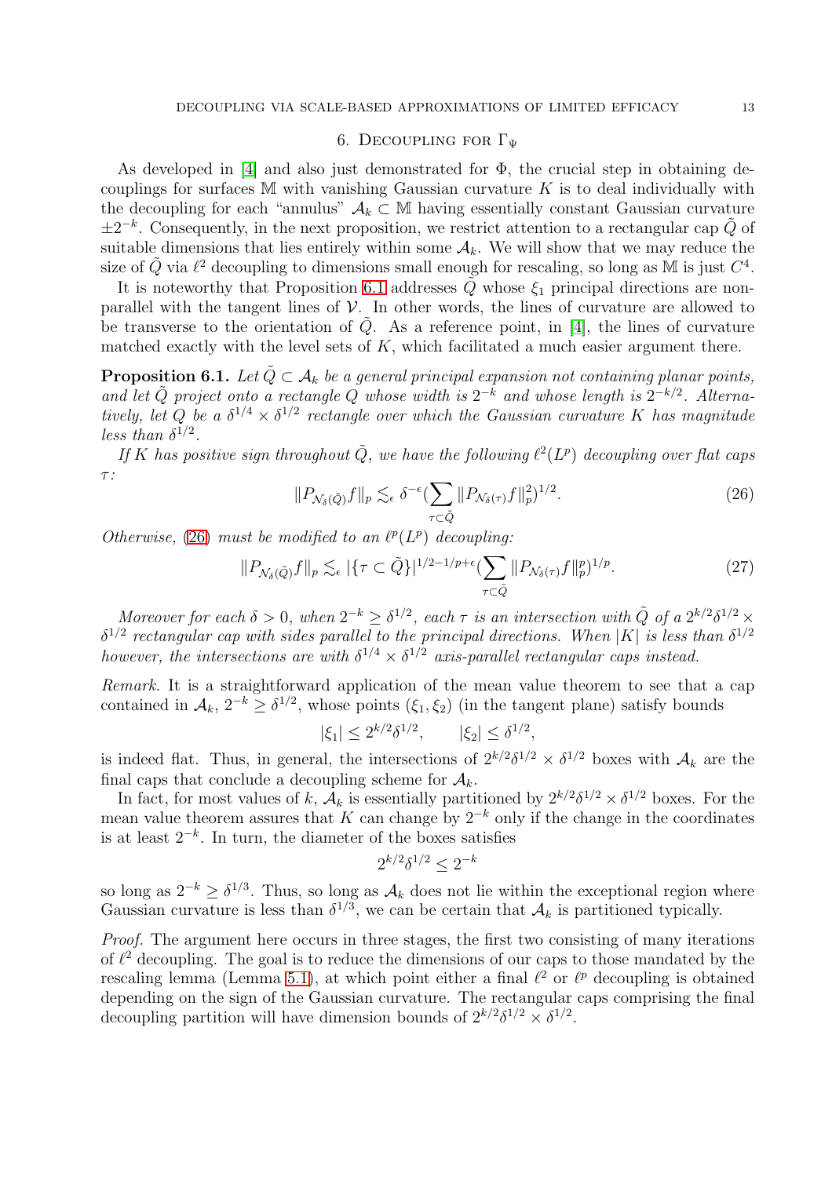## 6. Decoupling for $\Gamma_\Psi$

As developed in [4] and also just demonstrated for $\Phi$, the crucial step in obtaining decouplings for surfaces $\mathbb{M}$ with vanishing Gaussian curvature $K$ is to deal individually with the decoupling for each "annulus" $\mathcal{A}_k \subset \mathbb{M}$ having essentially constant Gaussian curvature $\pm 2^{-k}$. Consequently, in the next proposition, we restrict attention to a rectangular cap $\tilde{Q}$ of suitable dimensions that lies entirely within some $\mathcal{A}_k$. We will show that we may reduce the size of $\tilde{Q}$ via $\ell^2$ decoupling to dimensions small enough for rescaling, so long as $\mathbb{M}$ is just $C^4$.

It is noteworthy that Proposition 6.1 addresses $\tilde{Q}$ whose $\xi_1$ principal directions are non-parallel with the tangent lines of $\mathcal{V}$. In other words, the lines of curvature are allowed to be transverse to the orientation of $\tilde{Q}$. As a reference point, in [4], the lines of curvature matched exactly with the level sets of $K$, which facilitated a much easier argument there.

**Proposition 6.1.** *Let $\tilde{Q} \subset \mathcal{A}_k$ be a general principal expansion not containing planar points, and let $\tilde{Q}$ project onto a rectangle $Q$ whose width is $2^{-k}$ and whose length is $2^{-k/2}$. Alternatively, let $Q$ be a $\delta^{1/4} \times \delta^{1/2}$ rectangle over which the Gaussian curvature $K$ has magnitude less than $\delta^{1/2}$.*

*If $K$ has positive sign throughout $\tilde{Q}$, we have the following $\ell^2(L^p)$ decoupling over flat caps $\tau$:*

$$\|P_{\mathcal{N}_\delta(\tilde{Q})} f\|_p \lesssim_\epsilon \delta^{-\epsilon} \Big(\sum_{\tau \subset \tilde{Q}} \|P_{\mathcal{N}_\delta(\tau)} f\|_p^2\Big)^{1/2}. \tag{26}$$

*Otherwise, (26) must be modified to an $\ell^p(L^p)$ decoupling:*

$$\|P_{\mathcal{N}_\delta(\tilde{Q})} f\|_p \lesssim_\epsilon |\{\tau \subset \tilde{Q}\}|^{1/2-1/p+\epsilon} \Big(\sum_{\tau \subset \tilde{Q}} \|P_{\mathcal{N}_\delta(\tau)} f\|_p^p\Big)^{1/p}. \tag{27}$$

*Moreover for each $\delta > 0$, when $2^{-k} \geq \delta^{1/2}$, each $\tau$ is an intersection with $\tilde{Q}$ of a $2^{k/2}\delta^{1/2} \times \delta^{1/2}$ rectangular cap with sides parallel to the principal directions. When $|K|$ is less than $\delta^{1/2}$ however, the intersections are with $\delta^{1/4} \times \delta^{1/2}$ axis-parallel rectangular caps instead.*

*Remark.* It is a straightforward application of the mean value theorem to see that a cap contained in $\mathcal{A}_k$, $2^{-k} \geq \delta^{1/2}$, whose points $(\xi_1, \xi_2)$ (in the tangent plane) satisfy bounds

$$|\xi_1| \leq 2^{k/2}\delta^{1/2}, \qquad |\xi_2| \leq \delta^{1/2},$$

is indeed flat. Thus, in general, the intersections of $2^{k/2}\delta^{1/2} \times \delta^{1/2}$ boxes with $\mathcal{A}_k$ are the final caps that conclude a decoupling scheme for $\mathcal{A}_k$.

In fact, for most values of $k$, $\mathcal{A}_k$ is essentially partitioned by $2^{k/2}\delta^{1/2} \times \delta^{1/2}$ boxes. For the mean value theorem assures that $K$ can change by $2^{-k}$ only if the change in the coordinates is at least $2^{-k}$. In turn, the diameter of the boxes satisfies

$$2^{k/2}\delta^{1/2} \leq 2^{-k}$$

so long as $2^{-k} \geq \delta^{1/3}$. Thus, so long as $\mathcal{A}_k$ does not lie within the exceptional region where Gaussian curvature is less than $\delta^{1/3}$, we can be certain that $\mathcal{A}_k$ is partitioned typically.

*Proof.* The argument here occurs in three stages, the first two consisting of many iterations of $\ell^2$ decoupling. The goal is to reduce the dimensions of our caps to those mandated by the rescaling lemma (Lemma 5.1), at which point either a final $\ell^2$ or $\ell^p$ decoupling is obtained depending on the sign of the Gaussian curvature. The rectangular caps comprising the final decoupling partition will have dimension bounds of $2^{k/2}\delta^{1/2} \times \delta^{1/2}$.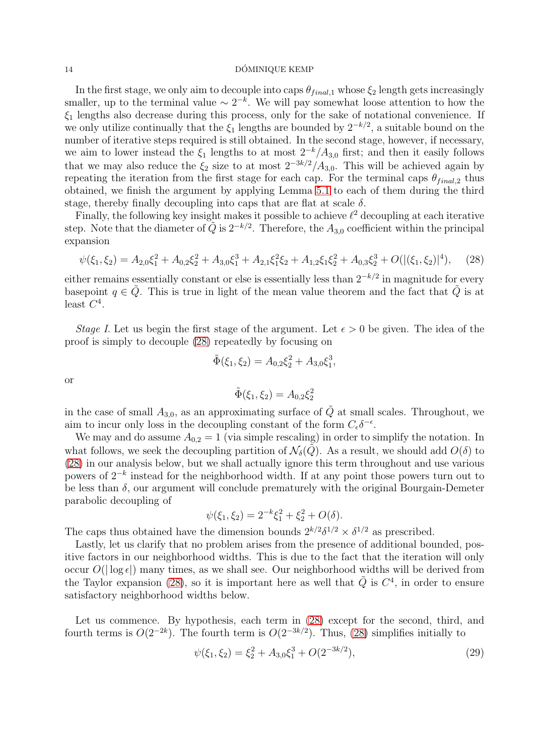In the first stage, we only aim to decouple into caps $\theta_{final,1}$ whose $\xi_2$ length gets increasingly smaller, up to the terminal value $\sim 2^{-k}$. We will pay somewhat loose attention to how the $\xi_1$ lengths also decrease during this process, only for the sake of notational convenience. If we only utilize continually that the $\xi_1$ lengths are bounded by $2^{-k/2}$, a suitable bound on the number of iterative steps required is still obtained. In the second stage, however, if necessary, we aim to lower instead the $\xi_1$ lengths to at most $2^{-k}/A_{3,0}$ first; and then it easily follows that we may also reduce the $\xi_2$ size to at most $2^{-3k/2}/A_{3,0}$. This will be achieved again by repeating the iteration from the first stage for each cap. For the terminal caps $\theta_{final,2}$ thus obtained, we finish the argument by applying Lemma 5.1 to each of them during the third stage, thereby finally decoupling into caps that are flat at scale $\delta$.

Finally, the following key insight makes it possible to achieve $\ell^2$ decoupling at each iterative step. Note that the diameter of $\tilde{Q}$ is $2^{-k/2}$. Therefore, the $A_{3,0}$ coefficient within the principal expansion

$$\psi(\xi_1, \xi_2) = A_{2,0}\xi_1^2 + A_{0,2}\xi_2^2 + A_{3,0}\xi_1^3 + A_{2,1}\xi_1^2\xi_2 + A_{1,2}\xi_1\xi_2^2 + A_{0,3}\xi_2^3 + O(|(\xi_1, \xi_2)|^4), \quad (28)$$

either remains essentially constant or else is essentially less than $2^{-k/2}$ in magnitude for every basepoint $q \in \tilde{Q}$. This is true in light of the mean value theorem and the fact that $\tilde{Q}$ is at least $C^4$.

*Stage I.* Let us begin the first stage of the argument. Let $\epsilon > 0$ be given. The idea of the proof is simply to decouple (28) repeatedly by focusing on

$$\tilde{\Phi}(\xi_1, \xi_2) = A_{0,2}\xi_2^2 + A_{3,0}\xi_1^3,$$

or

$$\tilde{\Phi}(\xi_1, \xi_2) = A_{0,2}\xi_2^2$$

in the case of small $A_{3,0}$, as an approximating surface of $\tilde{Q}$ at small scales. Throughout, we aim to incur only loss in the decoupling constant of the form $C_\epsilon \delta^{-\epsilon}$.

We may and do assume $A_{0,2} = 1$ (via simple rescaling) in order to simplify the notation. In what follows, we seek the decoupling partition of $\mathcal{N}_\delta(\tilde{Q})$. As a result, we should add $O(\delta)$ to (28) in our analysis below, but we shall actually ignore this term throughout and use various powers of $2^{-k}$ instead for the neighborhood width. If at any point those powers turn out to be less than $\delta$, our argument will conclude prematurely with the original Bourgain-Demeter parabolic decoupling of

$$\psi(\xi_1, \xi_2) = 2^{-k}\xi_1^2 + \xi_2^2 + O(\delta).$$

The caps thus obtained have the dimension bounds $2^{k/2}\delta^{1/2} \times \delta^{1/2}$ as prescribed.

Lastly, let us clarify that no problem arises from the presence of additional bounded, positive factors in our neighborhood widths. This is due to the fact that the iteration will only occur $O(|\log \epsilon|)$ many times, as we shall see. Our neighborhood widths will be derived from the Taylor expansion (28), so it is important here as well that $\tilde{Q}$ is $C^4$, in order to ensure satisfactory neighborhood widths below.

Let us commence. By hypothesis, each term in (28) except for the second, third, and fourth terms is $O(2^{-2k})$. The fourth term is $O(2^{-3k/2})$. Thus, (28) simplifies initially to

$$\psi(\xi_1, \xi_2) = \xi_2^2 + A_{3,0}\xi_1^3 + O(2^{-3k/2}), \quad (29)$$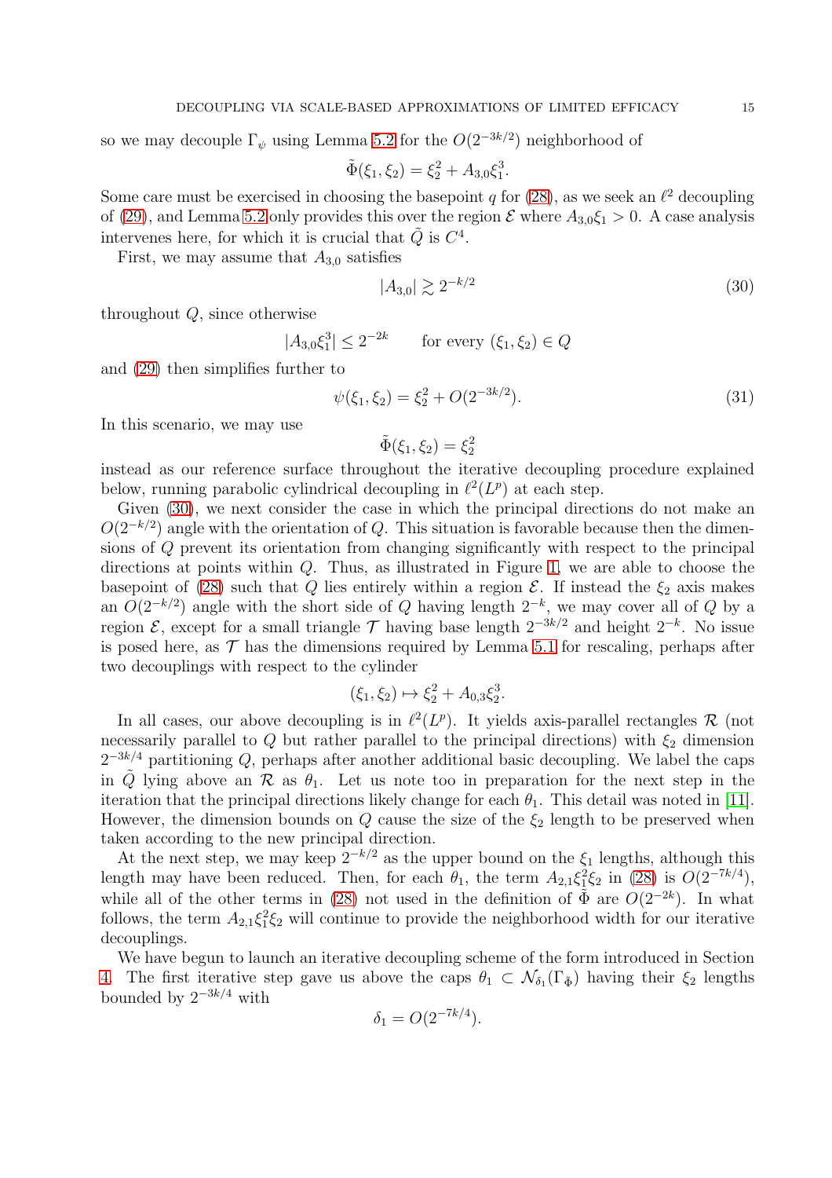so we may decouple $\Gamma_\psi$ using Lemma 5.2 for the $O(2^{-3k/2})$ neighborhood of

$$\tilde{\Phi}(\xi_1, \xi_2) = \xi_2^2 + A_{3,0}\xi_1^3.$$

Some care must be exercised in choosing the basepoint $q$ for (28), as we seek an $\ell^2$ decoupling of (29), and Lemma 5.2 only provides this over the region $\mathcal{E}$ where $A_{3,0}\xi_1 > 0$. A case analysis intervenes here, for which it is crucial that $\tilde{Q}$ is $C^4$.

First, we may assume that $A_{3,0}$ satisfies

$$|A_{3,0}| \gtrsim 2^{-k/2} \tag{30}$$

throughout $Q$, since otherwise

$$|A_{3,0}\xi_1^3| \leq 2^{-2k} \qquad \text{for every } (\xi_1, \xi_2) \in Q$$

and (29) then simplifies further to

$$\psi(\xi_1, \xi_2) = \xi_2^2 + O(2^{-3k/2}). \tag{31}$$

In this scenario, we may use

$$\tilde{\Phi}(\xi_1, \xi_2) = \xi_2^2$$

instead as our reference surface throughout the iterative decoupling procedure explained below, running parabolic cylindrical decoupling in $\ell^2(L^p)$ at each step.

Given (30), we next consider the case in which the principal directions do not make an $O(2^{-k/2})$ angle with the orientation of $Q$. This situation is favorable because then the dimensions of $Q$ prevent its orientation from changing significantly with respect to the principal directions at points within $Q$. Thus, as illustrated in Figure 1, we are able to choose the basepoint of (28) such that $Q$ lies entirely within a region $\mathcal{E}$. If instead the $\xi_2$ axis makes an $O(2^{-k/2})$ angle with the short side of $Q$ having length $2^{-k}$, we may cover all of $Q$ by a region $\mathcal{E}$, except for a small triangle $\mathcal{T}$ having base length $2^{-3k/2}$ and height $2^{-k}$. No issue is posed here, as $\mathcal{T}$ has the dimensions required by Lemma 5.1 for rescaling, perhaps after two decouplings with respect to the cylinder

$$(\xi_1, \xi_2) \mapsto \xi_2^2 + A_{0,3}\xi_2^3.$$

In all cases, our above decoupling is in $\ell^2(L^p)$. It yields axis-parallel rectangles $\mathcal{R}$ (not necessarily parallel to $Q$ but rather parallel to the principal directions) with $\xi_2$ dimension $2^{-3k/4}$ partitioning $Q$, perhaps after another additional basic decoupling. We label the caps in $\tilde{Q}$ lying above an $\mathcal{R}$ as $\theta_1$. Let us note too in preparation for the next step in the iteration that the principal directions likely change for each $\theta_1$. This detail was noted in [11]. However, the dimension bounds on $Q$ cause the size of the $\xi_2$ length to be preserved when taken according to the new principal direction.

At the next step, we may keep $2^{-k/2}$ as the upper bound on the $\xi_1$ lengths, although this length may have been reduced. Then, for each $\theta_1$, the term $A_{2,1}\xi_1^2\xi_2$ in (28) is $O(2^{-7k/4})$, while all of the other terms in (28) not used in the definition of $\tilde{\Phi}$ are $O(2^{-2k})$. In what follows, the term $A_{2,1}\xi_1^2\xi_2$ will continue to provide the neighborhood width for our iterative decouplings.

We have begun to launch an iterative decoupling scheme of the form introduced in Section 4. The first iterative step gave us above the caps $\theta_1 \subset \mathcal{N}_{\delta_1}(\Gamma_{\tilde{\Phi}})$ having their $\xi_2$ lengths bounded by $2^{-3k/4}$ with

$$\delta_1 = O(2^{-7k/4}).$$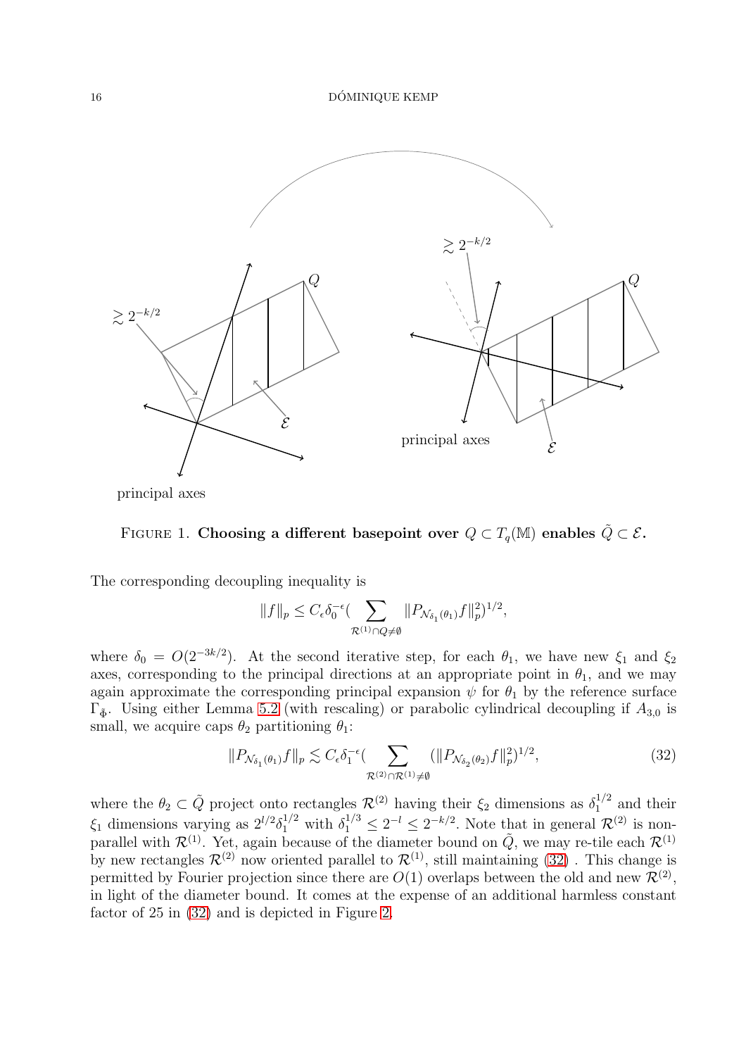FIGURE 1. **Choosing a different basepoint over $Q \subset T_q(\mathbb{M})$ enables $\tilde{Q} \subset \mathcal{E}$.**

The corresponding decoupling inequality is

$$\|f\|_p \leq C_\epsilon \delta_0^{-\epsilon} \Big( \sum_{\mathcal{R}^{(1)} \cap Q \neq \emptyset} \|P_{\mathcal{N}_{\delta_1}(\theta_1)} f\|_p^2 \Big)^{1/2},$$

where $\delta_0 = O(2^{-3k/2})$. At the second iterative step, for each $\theta_1$, we have new $\xi_1$ and $\xi_2$ axes, corresponding to the principal directions at an appropriate point in $\theta_1$, and we may again approximate the corresponding principal expansion $\psi$ for $\theta_1$ by the reference surface $\Gamma_{\tilde{\Phi}}$. Using either Lemma 5.2 (with rescaling) or parabolic cylindrical decoupling if $A_{3,0}$ is small, we acquire caps $\theta_2$ partitioning $\theta_1$:

$$\|P_{\mathcal{N}_{\delta_1}(\theta_1)} f\|_p \lesssim C_\epsilon \delta_1^{-\epsilon} \Big( \sum_{\mathcal{R}^{(2)} \cap \mathcal{R}^{(1)} \neq \emptyset} (\|P_{\mathcal{N}_{\delta_2}(\theta_2)} f\|_p^2 \Big)^{1/2}, \tag{32}$$

where the $\theta_2 \subset \tilde{Q}$ project onto rectangles $\mathcal{R}^{(2)}$ having their $\xi_2$ dimensions as $\delta_1^{1/2}$ and their $\xi_1$ dimensions varying as $2^{l/2}\delta_1^{1/2}$ with $\delta_1^{1/3} \leq 2^{-l} \leq 2^{-k/2}$. Note that in general $\mathcal{R}^{(2)}$ is non-parallel with $\mathcal{R}^{(1)}$. Yet, again because of the diameter bound on $\tilde{Q}$, we may re-tile each $\mathcal{R}^{(1)}$ by new rectangles $\mathcal{R}^{(2)}$ now oriented parallel to $\mathcal{R}^{(1)}$, still maintaining (32) . This change is permitted by Fourier projection since there are $O(1)$ overlaps between the old and new $\mathcal{R}^{(2)}$, in light of the diameter bound. It comes at the expense of an additional harmless constant factor of 25 in (32) and is depicted in Figure 2.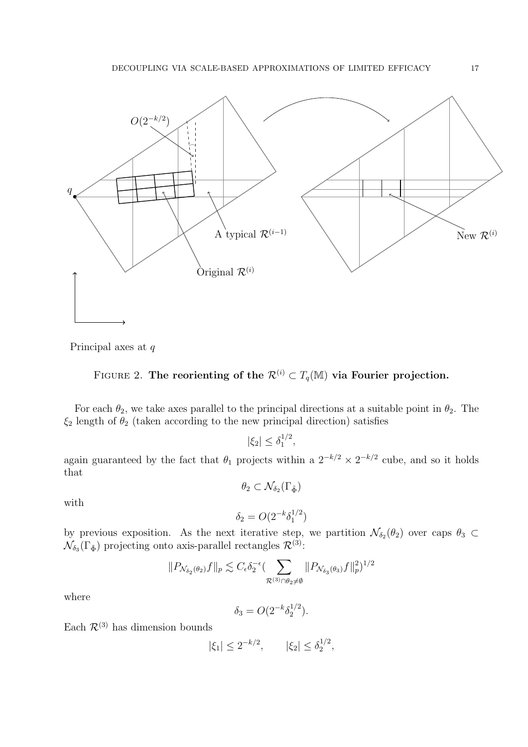FIGURE 2. **The reorienting of the $\mathcal{R}^{(i)} \subset T_q(\mathbb{M})$ via Fourier projection.**

For each $\theta_2$, we take axes parallel to the principal directions at a suitable point in $\theta_2$. The $\xi_2$ length of $\theta_2$ (taken according to the new principal direction) satisfies

$$|\xi_2| \leq \delta_1^{1/2},$$

again guaranteed by the fact that $\theta_1$ projects within a $2^{-k/2} \times 2^{-k/2}$ cube, and so it holds that

$$\theta_2 \subset \mathcal{N}_{\delta_2}(\Gamma_{\tilde{\Phi}})$$

with

$$\delta_2 = O(2^{-k}\delta_1^{1/2})$$

by previous exposition. As the next iterative step, we partition $\mathcal{N}_{\delta_2}(\theta_2)$ over caps $\theta_3 \subset \mathcal{N}_{\delta_3}(\Gamma_{\tilde{\Phi}})$ projecting onto axis-parallel rectangles $\mathcal{R}^{(3)}$:

$$\|P_{\mathcal{N}_{\delta_2}(\theta_2)}f\|_p \lesssim C_\epsilon \delta_2^{-\epsilon} \Big( \sum_{\mathcal{R}^{(3)} \cap \theta_2 \neq \emptyset} \|P_{\mathcal{N}_{\delta_3}(\theta_3)}f\|_p^2 \Big)^{1/2}$$

where

$$\delta_3 = O(2^{-k}\delta_2^{1/2}).$$

Each $\mathcal{R}^{(3)}$ has dimension bounds

$$|\xi_1| \leq 2^{-k/2}, \qquad |\xi_2| \leq \delta_2^{1/2},$$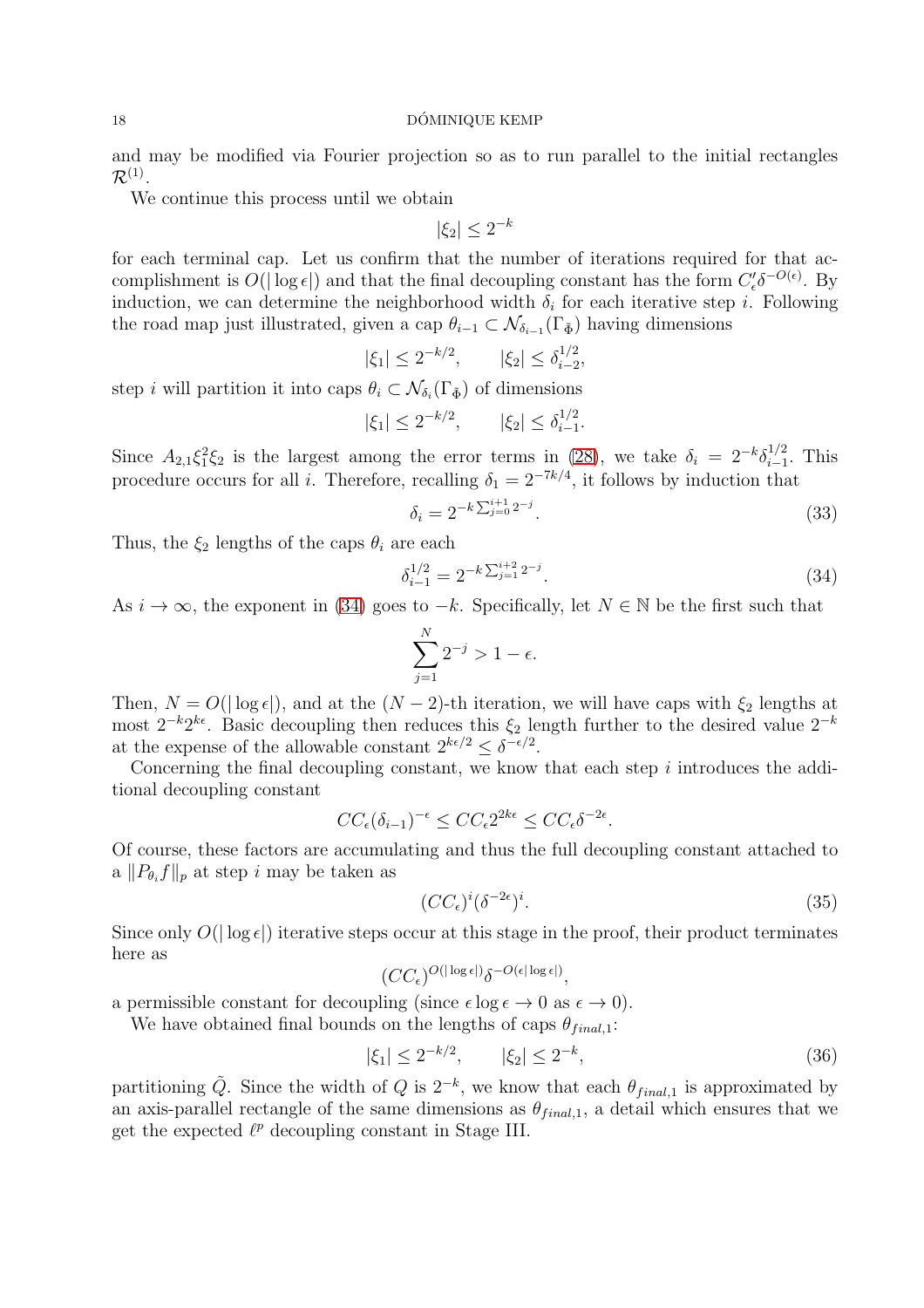and may be modified via Fourier projection so as to run parallel to the initial rectangles $\mathcal{R}^{(1)}$.

We continue this process until we obtain

$$|\xi_2| \leq 2^{-k}$$

for each terminal cap. Let us confirm that the number of iterations required for that accomplishment is $O(|\log \epsilon|)$ and that the final decoupling constant has the form $C'_\epsilon \delta^{-O(\epsilon)}$. By induction, we can determine the neighborhood width $\delta_i$ for each iterative step $i$. Following the road map just illustrated, given a cap $\theta_{i-1} \subset \mathcal{N}_{\delta_{i-1}}(\Gamma_{\tilde{\Phi}})$ having dimensions

$$|\xi_1| \leq 2^{-k/2}, \qquad |\xi_2| \leq \delta_{i-2}^{1/2},$$

step $i$ will partition it into caps $\theta_i \subset \mathcal{N}_{\delta_i}(\Gamma_{\tilde{\Phi}})$ of dimensions

$$|\xi_1| \leq 2^{-k/2}, \qquad |\xi_2| \leq \delta_{i-1}^{1/2}.$$

Since $A_{2,1}\xi_1^2\xi_2$ is the largest among the error terms in (28), we take $\delta_i = 2^{-k}\delta_{i-1}^{1/2}$. This procedure occurs for all $i$. Therefore, recalling $\delta_1 = 2^{-7k/4}$, it follows by induction that

$$\delta_i = 2^{-k\sum_{j=0}^{i+1} 2^{-j}}. \tag{33}$$

Thus, the $\xi_2$ lengths of the caps $\theta_i$ are each

$$\delta_{i-1}^{1/2} = 2^{-k\sum_{j=1}^{i+2} 2^{-j}}. \tag{34}$$

As $i \to \infty$, the exponent in (34) goes to $-k$. Specifically, let $N \in \mathbb{N}$ be the first such that

$$\sum_{j=1}^{N} 2^{-j} > 1 - \epsilon.$$

Then, $N = O(|\log \epsilon|)$, and at the $(N-2)$-th iteration, we will have caps with $\xi_2$ lengths at most $2^{-k}2^{k\epsilon}$. Basic decoupling then reduces this $\xi_2$ length further to the desired value $2^{-k}$ at the expense of the allowable constant $2^{k\epsilon/2} \leq \delta^{-\epsilon/2}$.

Concerning the final decoupling constant, we know that each step $i$ introduces the additional decoupling constant

$$CC_\epsilon(\delta_{i-1})^{-\epsilon} \leq CC_\epsilon 2^{2k\epsilon} \leq CC_\epsilon \delta^{-2\epsilon}.$$

Of course, these factors are accumulating and thus the full decoupling constant attached to a $\|P_{\theta_i} f\|_p$ at step $i$ may be taken as

$$(CC_\epsilon)^i (\delta^{-2\epsilon})^i. \tag{35}$$

Since only $O(|\log \epsilon|)$ iterative steps occur at this stage in the proof, their product terminates here as

$$(CC_\epsilon)^{O(|\log \epsilon|)} \delta^{-O(\epsilon |\log \epsilon|)},$$

a permissible constant for decoupling (since $\epsilon \log \epsilon \to 0$ as $\epsilon \to 0$).

We have obtained final bounds on the lengths of caps $\theta_{final,1}$:

$$|\xi_1| \leq 2^{-k/2}, \qquad |\xi_2| \leq 2^{-k}, \tag{36}$$

partitioning $\tilde{Q}$. Since the width of $Q$ is $2^{-k}$, we know that each $\theta_{final,1}$ is approximated by an axis-parallel rectangle of the same dimensions as $\theta_{final,1}$, a detail which ensures that we get the expected $\ell^p$ decoupling constant in Stage III.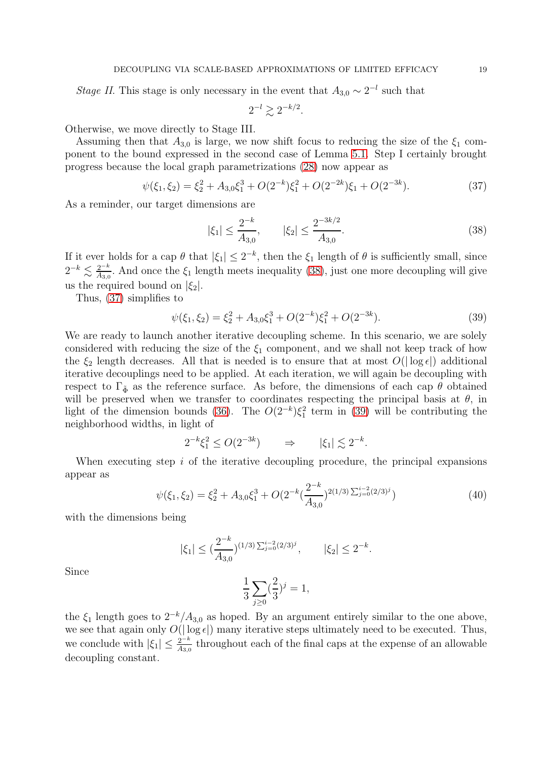*Stage II.* This stage is only necessary in the event that $A_{3,0} \sim 2^{-l}$ such that

$$2^{-l} \gtrsim 2^{-k/2}.$$

Otherwise, we move directly to Stage III.

Assuming then that $A_{3,0}$ is large, we now shift focus to reducing the size of the $\xi_1$ component to the bound expressed in the second case of Lemma 5.1. Step I certainly brought progress because the local graph parametrizations (28) now appear as

$$\psi(\xi_1, \xi_2) = \xi_2^2 + A_{3,0}\xi_1^3 + O(2^{-k})\xi_1^2 + O(2^{-2k})\xi_1 + O(2^{-3k}). \tag{37}$$

As a reminder, our target dimensions are

$$|\xi_1| \leq \frac{2^{-k}}{A_{3,0}}, \qquad |\xi_2| \leq \frac{2^{-3k/2}}{A_{3,0}}. \tag{38}$$

If it ever holds for a cap $\theta$ that $|\xi_1| \leq 2^{-k}$, then the $\xi_1$ length of $\theta$ is sufficiently small, since $2^{-k} \lesssim \frac{2^{-k}}{A_{3,0}}$. And once the $\xi_1$ length meets inequality (38), just one more decoupling will give us the required bound on $|\xi_2|$.

Thus, (37) simplifies to

$$\psi(\xi_1, \xi_2) = \xi_2^2 + A_{3,0}\xi_1^3 + O(2^{-k})\xi_1^2 + O(2^{-3k}). \tag{39}$$

We are ready to launch another iterative decoupling scheme. In this scenario, we are solely considered with reducing the size of the $\xi_1$ component, and we shall not keep track of how the $\xi_2$ length decreases. All that is needed is to ensure that at most $O(|\log \epsilon|)$ additional iterative decouplings need to be applied. At each iteration, we will again be decoupling with respect to $\Gamma_{\tilde{\Phi}}$ as the reference surface. As before, the dimensions of each cap $\theta$ obtained will be preserved when we transfer to coordinates respecting the principal basis at $\theta$, in light of the dimension bounds (36). The $O(2^{-k})\xi_1^2$ term in (39) will be contributing the neighborhood widths, in light of

$$2^{-k}\xi_1^2 \leq O(2^{-3k}) \qquad \Rightarrow \qquad |\xi_1| \lesssim 2^{-k}.$$

When executing step $i$ of the iterative decoupling procedure, the principal expansions appear as

$$\psi(\xi_1, \xi_2) = \xi_2^2 + A_{3,0}\xi_1^3 + O(2^{-k}(\frac{2^{-k}}{A_{3,0}})^{2(1/3)\sum_{j=0}^{i-2}(2/3)^j}) \tag{40}$$

with the dimensions being

$$|\xi_1| \leq (\frac{2^{-k}}{A_{3,0}})^{(1/3)\sum_{j=0}^{i-2}(2/3)^j}, \qquad |\xi_2| \leq 2^{-k}.$$

Since

$$\frac{1}{3}\sum_{j \geq 0}(\frac{2}{3})^j = 1,$$

the $\xi_1$ length goes to $2^{-k}/A_{3,0}$ as hoped. By an argument entirely similar to the one above, we see that again only $O(|\log \epsilon|)$ many iterative steps ultimately need to be executed. Thus, we conclude with $|\xi_1| \leq \frac{2^{-k}}{A_{3,0}}$ throughout each of the final caps at the expense of an allowable decoupling constant.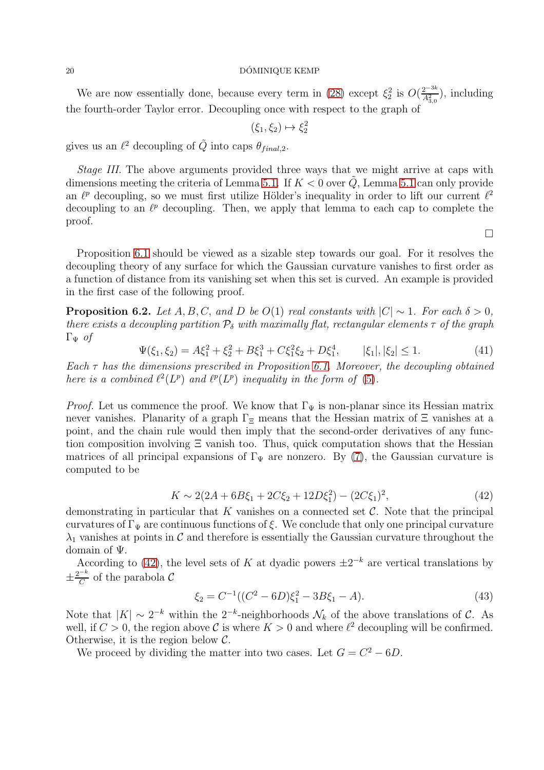We are now essentially done, because every term in (28) except $\xi_2^2$ is $O(\frac{2^{-3k}}{A_{3,0}^2})$, including the fourth-order Taylor error. Decoupling once with respect to the graph of

$$(\xi_1, \xi_2) \mapsto \xi_2^2$$

gives us an $\ell^2$ decoupling of $\tilde{Q}$ into caps $\theta_{final,2}$.

*Stage III.* The above arguments provided three ways that we might arrive at caps with dimensions meeting the criteria of Lemma 5.1. If $K < 0$ over $\tilde{Q}$, Lemma 5.1 can only provide an $\ell^p$ decoupling, so we must first utilize Hölder's inequality in order to lift our current $\ell^2$ decoupling to an $\ell^p$ decoupling. Then, we apply that lemma to each cap to complete the proof.

$\square$

Proposition 6.1 should be viewed as a sizable step towards our goal. For it resolves the decoupling theory of any surface for which the Gaussian curvature vanishes to first order as a function of distance from its vanishing set when this set is curved. An example is provided in the first case of the following proof.

**Proposition 6.2.** *Let $A, B, C,$ and $D$ be $O(1)$ real constants with $|C| \sim 1$. For each $\delta > 0$, there exists a decoupling partition $\mathcal{P}_\delta$ with maximally flat, rectangular elements $\tau$ of the graph $\Gamma_\Psi$ of*

$$\Psi(\xi_1, \xi_2) = A\xi_1^2 + \xi_2^2 + B\xi_1^3 + C\xi_1^2\xi_2 + D\xi_1^4, \qquad |\xi_1|, |\xi_2| \leq 1. \tag{41}$$

*Each $\tau$ has the dimensions prescribed in Proposition 6.1. Moreover, the decoupling obtained here is a combined $\ell^2(L^p)$ and $\ell^p(L^p)$ inequality in the form of (5).*

*Proof.* Let us commence the proof. We know that $\Gamma_\Psi$ is non-planar since its Hessian matrix never vanishes. Planarity of a graph $\Gamma_\Xi$ means that the Hessian matrix of $\Xi$ vanishes at a point, and the chain rule would then imply that the second-order derivatives of any function composition involving $\Xi$ vanish too. Thus, quick computation shows that the Hessian matrices of all principal expansions of $\Gamma_\Psi$ are nonzero. By (7), the Gaussian curvature is computed to be

$$K \sim 2(2A + 6B\xi_1 + 2C\xi_2 + 12D\xi_1^2) - (2C\xi_1)^2, \tag{42}$$

demonstrating in particular that $K$ vanishes on a connected set $\mathcal{C}$. Note that the principal curvatures of $\Gamma_\Psi$ are continuous functions of $\xi$. We conclude that only one principal curvature $\lambda_1$ vanishes at points in $\mathcal{C}$ and therefore is essentially the Gaussian curvature throughout the domain of $\Psi$.

According to (42), the level sets of $K$ at dyadic powers $\pm 2^{-k}$ are vertical translations by $\pm\frac{2^{-k}}{C}$ of the parabola $\mathcal{C}$

$$\xi_2 = C^{-1}((C^2 - 6D)\xi_1^2 - 3B\xi_1 - A). \tag{43}$$

Note that $|K| \sim 2^{-k}$ within the $2^{-k}$-neighborhoods $\mathcal{N}_k$ of the above translations of $\mathcal{C}$. As well, if $C > 0$, the region above $\mathcal{C}$ is where $K > 0$ and where $\ell^2$ decoupling will be confirmed. Otherwise, it is the region below $\mathcal{C}$.

We proceed by dividing the matter into two cases. Let $G = C^2 - 6D$.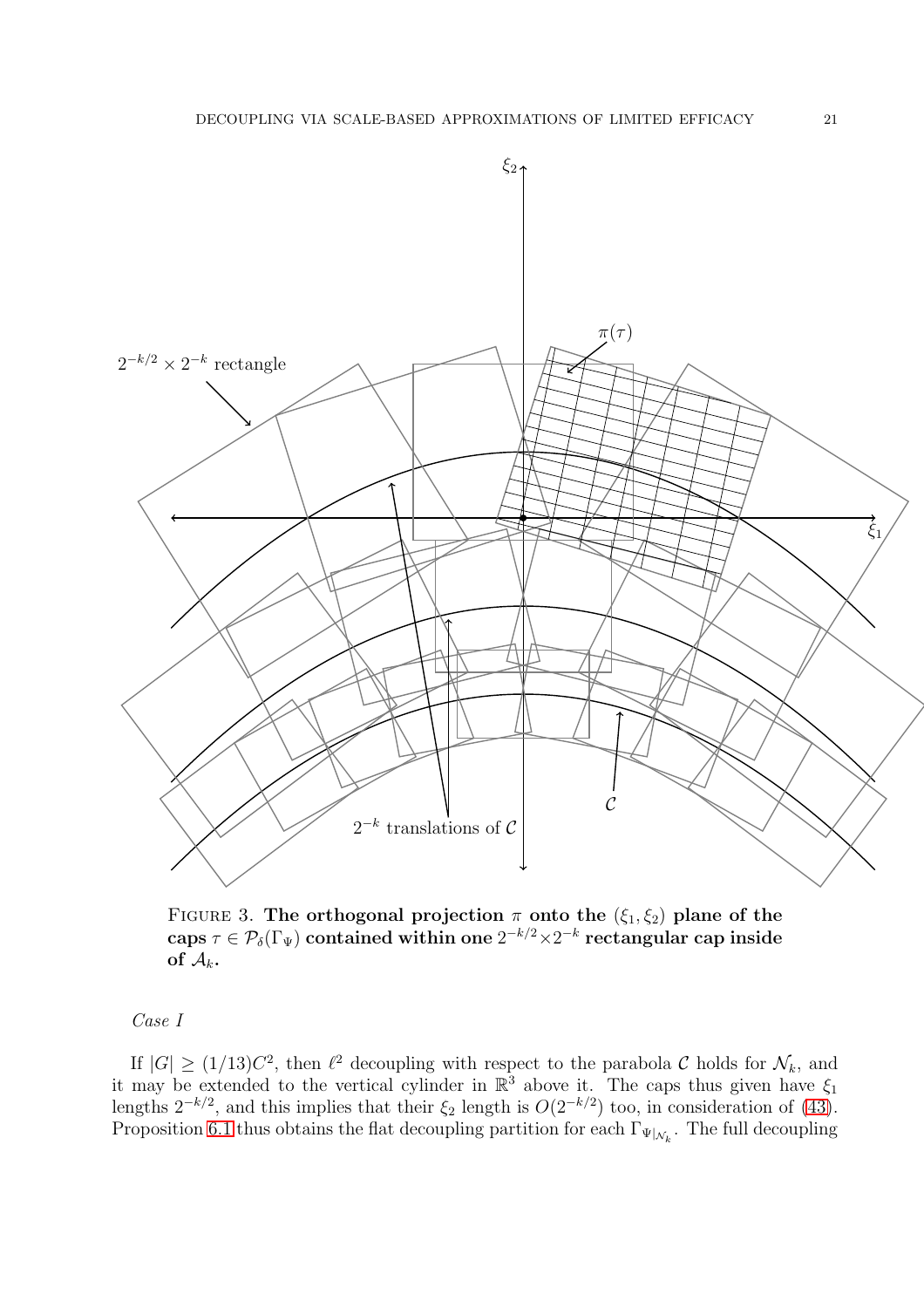FIGURE 3. **The orthogonal projection $\pi$ onto the $(\xi_1, \xi_2)$ plane of the caps $\tau \in \mathcal{P}_\delta(\Gamma_\Psi)$ contained within one $2^{-k/2} \times 2^{-k}$ rectangular cap inside of $\mathcal{A}_k$.**

*Case I*

If $|G| \geq (1/13)C^2$, then $\ell^2$ decoupling with respect to the parabola $\mathcal{C}$ holds for $\mathcal{N}_k$, and it may be extended to the vertical cylinder in $\mathbb{R}^3$ above it. The caps thus given have $\xi_1$ lengths $2^{-k/2}$, and this implies that their $\xi_2$ length is $O(2^{-k/2})$ too, in consideration of (43). Proposition 6.1 thus obtains the flat decoupling partition for each $\Gamma_{\Psi|_{\mathcal{N}_k}}$. The full decoupling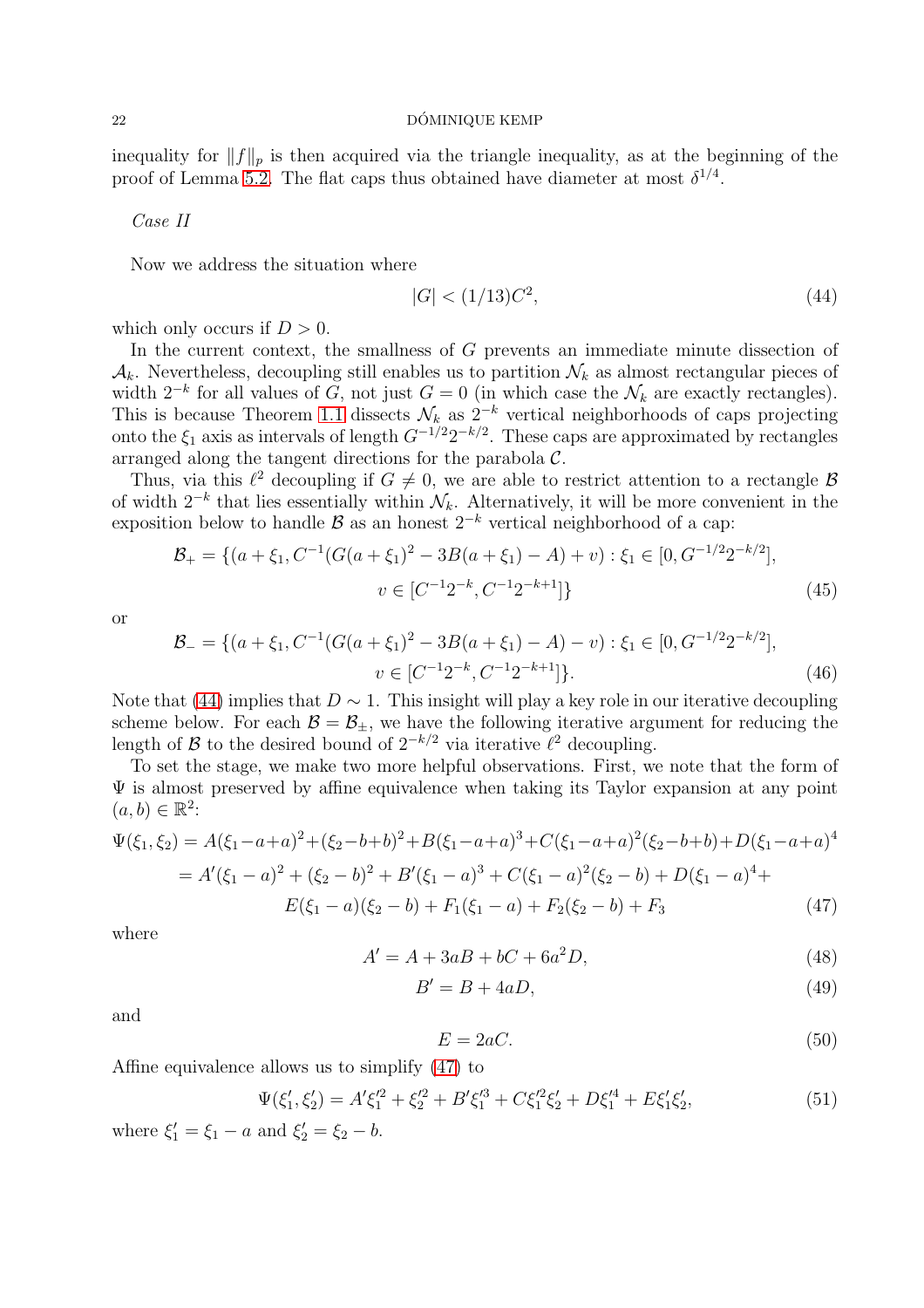inequality for $\|f\|_p$ is then acquired via the triangle inequality, as at the beginning of the proof of Lemma 5.2. The flat caps thus obtained have diameter at most $\delta^{1/4}$.

*Case II*

Now we address the situation where

$$|G| < (1/13)C^2, \tag{44}$$

which only occurs if $D > 0$.

In the current context, the smallness of $G$ prevents an immediate minute dissection of $\mathcal{A}_k$. Nevertheless, decoupling still enables us to partition $\mathcal{N}_k$ as almost rectangular pieces of width $2^{-k}$ for all values of $G$, not just $G = 0$ (in which case the $\mathcal{N}_k$ are exactly rectangles). This is because Theorem 1.1 dissects $\mathcal{N}_k$ as $2^{-k}$ vertical neighborhoods of caps projecting onto the $\xi_1$ axis as intervals of length $G^{-1/2}2^{-k/2}$. These caps are approximated by rectangles arranged along the tangent directions for the parabola $\mathcal{C}$.

Thus, via this $\ell^2$ decoupling if $G \neq 0$, we are able to restrict attention to a rectangle $\mathcal{B}$ of width $2^{-k}$ that lies essentially within $\mathcal{N}_k$. Alternatively, it will be more convenient in the exposition below to handle $\mathcal{B}$ as an honest $2^{-k}$ vertical neighborhood of a cap:

$$\mathcal{B}_+ = \{(a + \xi_1, C^{-1}(G(a + \xi_1)^2 - 3B(a + \xi_1) - A) + v) : \xi_1 \in [0, G^{-1/2}2^{-k/2}],$$
$$v \in [C^{-1}2^{-k}, C^{-1}2^{-k+1}]\} \tag{45}$$

or

$$\mathcal{B}_- = \{(a + \xi_1, C^{-1}(G(a + \xi_1)^2 - 3B(a + \xi_1) - A) - v) : \xi_1 \in [0, G^{-1/2}2^{-k/2}],$$
$$v \in [C^{-1}2^{-k}, C^{-1}2^{-k+1}]\}. \tag{46}$$

Note that (44) implies that $D \sim 1$. This insight will play a key role in our iterative decoupling scheme below. For each $\mathcal{B} = \mathcal{B}_\pm$, we have the following iterative argument for reducing the length of $\mathcal{B}$ to the desired bound of $2^{-k/2}$ via iterative $\ell^2$ decoupling.

To set the stage, we make two more helpful observations. First, we note that the form of $\Psi$ is almost preserved by affine equivalence when taking its Taylor expansion at any point $(a, b) \in \mathbb{R}^2$:

$$\Psi(\xi_1, \xi_2) = A(\xi_1 - a + a)^2 + (\xi_2 - b + b)^2 + B(\xi_1 - a + a)^3 + C(\xi_1 - a + a)^2(\xi_2 - b + b) + D(\xi_1 - a + a)^4$$
$$= A'(\xi_1 - a)^2 + (\xi_2 - b)^2 + B'(\xi_1 - a)^3 + C(\xi_1 - a)^2(\xi_2 - b) + D(\xi_1 - a)^4 +$$
$$E(\xi_1 - a)(\xi_2 - b) + F_1(\xi_1 - a) + F_2(\xi_2 - b) + F_3 \tag{47}$$

where

$$A' = A + 3aB + bC + 6a^2D, \tag{48}$$

$$B' = B + 4aD, \tag{49}$$

and

$$E = 2aC. \tag{50}$$

Affine equivalence allows us to simplify (47) to

$$\Psi(\xi_1', \xi_2') = A'\xi_1'^2 + \xi_2'^2 + B'\xi_1'^3 + C\xi_1'^2\xi_2' + D\xi_1'^4 + E\xi_1'\xi_2', \tag{51}$$

where $\xi_1' = \xi_1 - a$ and $\xi_2' = \xi_2 - b$.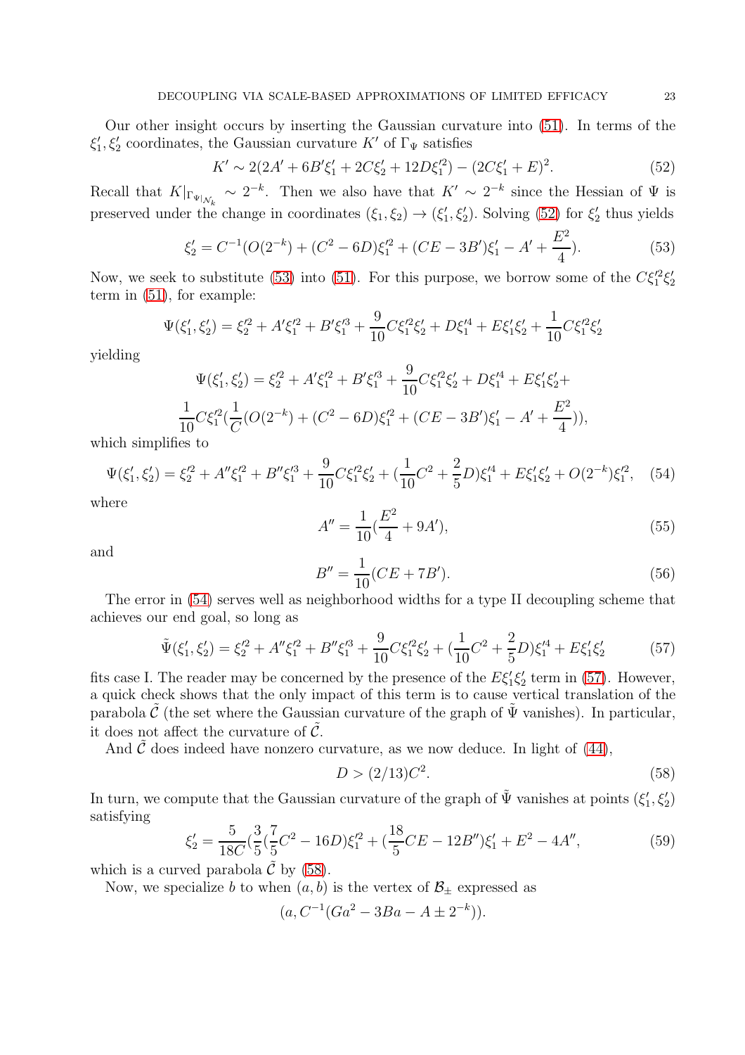Our other insight occurs by inserting the Gaussian curvature into (51). In terms of the $\xi_1', \xi_2'$ coordinates, the Gaussian curvature $K'$ of $\Gamma_\Psi$ satisfies

$$K' \sim 2(2A' + 6B'\xi_1' + 2C\xi_2' + 12D\xi_1'^2) - (2C\xi_1' + E)^2. \tag{52}$$

Recall that $K|_{\Gamma_{\Psi|_{\mathcal{N}_k}}} \sim 2^{-k}$. Then we also have that $K' \sim 2^{-k}$ since the Hessian of $\Psi$ is preserved under the change in coordinates $(\xi_1, \xi_2) \to (\xi_1', \xi_2')$. Solving (52) for $\xi_2'$ thus yields

$$\xi_2' = C^{-1}(O(2^{-k}) + (C^2 - 6D)\xi_1'^2 + (CE - 3B')\xi_1' - A' + \frac{E^2}{4}). \tag{53}$$

Now, we seek to substitute (53) into (51). For this purpose, we borrow some of the $C\xi_1'^2\xi_2'$ term in (51), for example:

$$\Psi(\xi_1', \xi_2') = \xi_2'^2 + A'\xi_1'^2 + B'\xi_1'^3 + \frac{9}{10}C\xi_1'^2\xi_2' + D\xi_1'^4 + E\xi_1'\xi_2' + \frac{1}{10}C\xi_1'^2\xi_2'$$

yielding

$$\Psi(\xi_1', \xi_2') = \xi_2'^2 + A'\xi_1'^2 + B'\xi_1'^3 + \frac{9}{10}C\xi_1'^2\xi_2' + D\xi_1'^4 + E\xi_1'\xi_2' +$$
$$\frac{1}{10}C\xi_1'^2(\frac{1}{C}(O(2^{-k}) + (C^2 - 6D)\xi_1'^2 + (CE - 3B')\xi_1' - A' + \frac{E^2}{4})),$$

which simplifies to

$$\Psi(\xi_1', \xi_2') = \xi_2'^2 + A''\xi_1'^2 + B''\xi_1'^3 + \frac{9}{10}C\xi_1'^2\xi_2' + (\frac{1}{10}C^2 + \frac{2}{5}D)\xi_1'^4 + E\xi_1'\xi_2' + O(2^{-k})\xi_1'^2, \tag{54}$$

where

$$A'' = \frac{1}{10}(\frac{E^2}{4} + 9A'), \tag{55}$$

and

$$B'' = \frac{1}{10}(CE + 7B'). \tag{56}$$

The error in (54) serves well as neighborhood widths for a type II decoupling scheme that achieves our end goal, so long as

$$\tilde{\Psi}(\xi_1', \xi_2') = \xi_2'^2 + A''\xi_1'^2 + B''\xi_1'^3 + \frac{9}{10}C\xi_1'^2\xi_2' + (\frac{1}{10}C^2 + \frac{2}{5}D)\xi_1'^4 + E\xi_1'\xi_2' \tag{57}$$

fits case I. The reader may be concerned by the presence of the $E\xi_1'\xi_2'$ term in (57). However, a quick check shows that the only impact of this term is to cause vertical translation of the parabola $\tilde{\mathcal{C}}$ (the set where the Gaussian curvature of the graph of $\tilde{\Psi}$ vanishes). In particular, it does not affect the curvature of $\tilde{\mathcal{C}}$.

And $\tilde{\mathcal{C}}$ does indeed have nonzero curvature, as we now deduce. In light of (44),

$$D > (2/13)C^2. \tag{58}$$

In turn, we compute that the Gaussian curvature of the graph of $\tilde{\Psi}$ vanishes at points $(\xi_1', \xi_2')$ satisfying

$$\xi_2' = \frac{5}{18C}(\frac{3}{5}(\frac{7}{5}C^2 - 16D)\xi_1'^2 + (\frac{18}{5}CE - 12B'')\xi_1' + E^2 - 4A'', \tag{59}$$

which is a curved parabola $\tilde{\mathcal{C}}$ by (58).

Now, we specialize $b$ to when $(a, b)$ is the vertex of $\mathcal{B}_\pm$ expressed as

$$(a, C^{-1}(Ga^2 - 3Ba - A \pm 2^{-k})).$$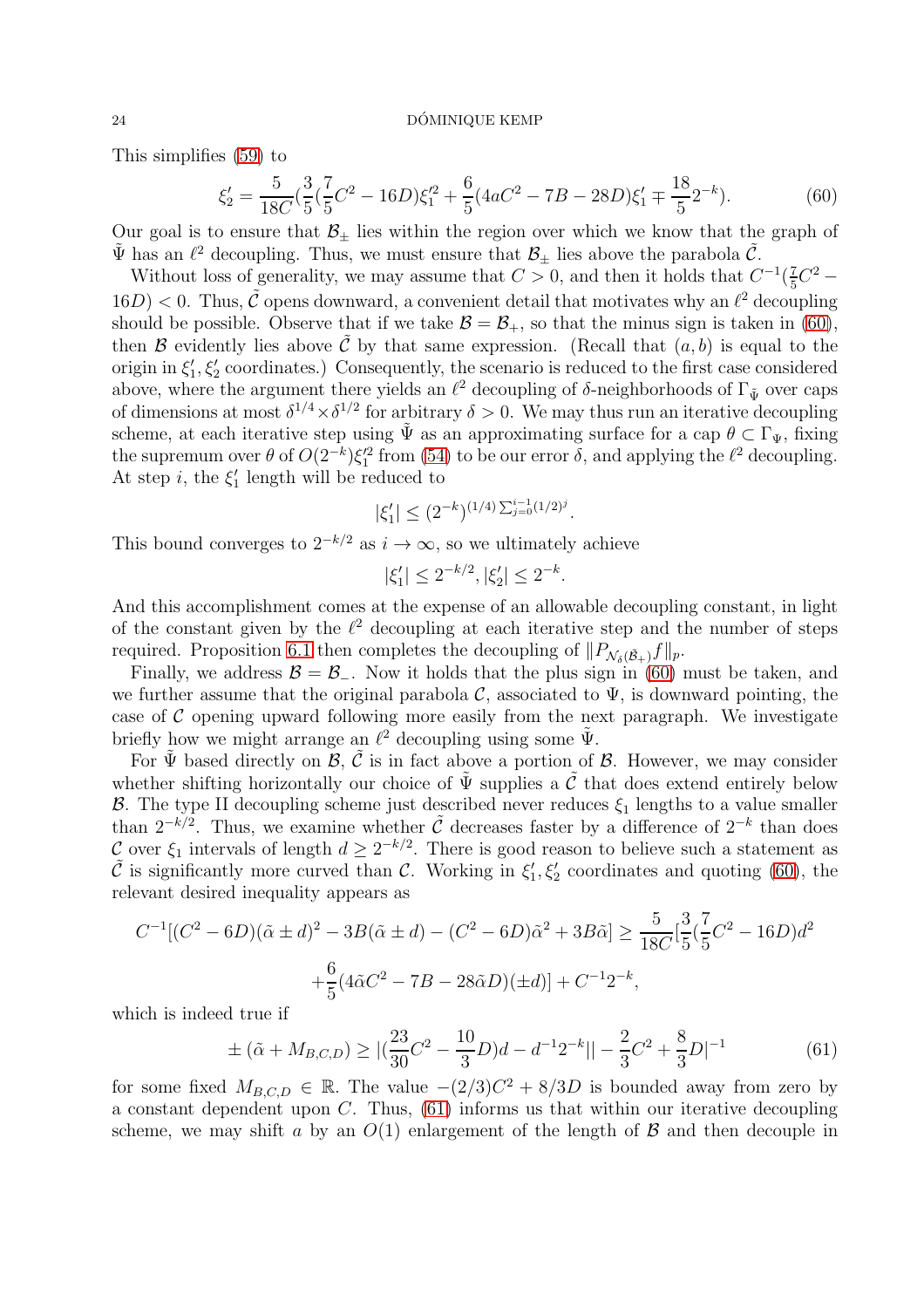This simplifies (59) to

$$\xi_2' = \frac{5}{18C}(\frac{3}{5}(\frac{7}{5}C^2 - 16D)\xi_1'^2 + \frac{6}{5}(4aC^2 - 7B - 28D)\xi_1' \mp \frac{18}{5}2^{-k}). \tag{60}$$

Our goal is to ensure that $\mathcal{B}_\pm$ lies within the region over which we know that the graph of $\tilde{\Psi}$ has an $\ell^2$ decoupling. Thus, we must ensure that $\mathcal{B}_\pm$ lies above the parabola $\tilde{\mathcal{C}}$.

Without loss of generality, we may assume that $C > 0$, and then it holds that $C^{-1}(\frac{7}{5}C^2 - 16D) < 0$. Thus, $\tilde{\mathcal{C}}$ opens downward, a convenient detail that motivates why an $\ell^2$ decoupling should be possible. Observe that if we take $\mathcal{B} = \mathcal{B}_+$, so that the minus sign is taken in (60), then $\mathcal{B}$ evidently lies above $\tilde{\mathcal{C}}$ by that same expression. (Recall that $(a, b)$ is equal to the origin in $\xi_1', \xi_2'$ coordinates.) Consequently, the scenario is reduced to the first case considered above, where the argument there yields an $\ell^2$ decoupling of $\delta$-neighborhoods of $\Gamma_{\tilde{\Psi}}$ over caps of dimensions at most $\delta^{1/4} \times \delta^{1/2}$ for arbitrary $\delta > 0$. We may thus run an iterative decoupling scheme, at each iterative step using $\tilde{\Psi}$ as an approximating surface for a cap $\theta \subset \Gamma_\Psi$, fixing the supremum over $\theta$ of $O(2^{-k})\xi_1'^2$ from (54) to be our error $\delta$, and applying the $\ell^2$ decoupling. At step $i$, the $\xi_1'$ length will be reduced to

$$|\xi_1'| \leq (2^{-k})^{(1/4)\sum_{j=0}^{i-1}(1/2)^j}.$$

This bound converges to $2^{-k/2}$ as $i \to \infty$, so we ultimately achieve

$$|\xi_1'| \leq 2^{-k/2}, |\xi_2'| \leq 2^{-k}.$$

And this accomplishment comes at the expense of an allowable decoupling constant, in light of the constant given by the $\ell^2$ decoupling at each iterative step and the number of steps required. Proposition 6.1 then completes the decoupling of $\|P_{\mathcal{N}_\delta(\tilde{\mathcal{B}}_+)} f\|_p$.

Finally, we address $\mathcal{B} = \mathcal{B}_-$. Now it holds that the plus sign in (60) must be taken, and we further assume that the original parabola $\mathcal{C}$, associated to $\Psi$, is downward pointing, the case of $\mathcal{C}$ opening upward following more easily from the next paragraph. We investigate briefly how we might arrange an $\ell^2$ decoupling using some $\tilde{\Psi}$.

For $\tilde{\Psi}$ based directly on $\mathcal{B}$, $\tilde{\mathcal{C}}$ is in fact above a portion of $\mathcal{B}$. However, we may consider whether shifting horizontally our choice of $\tilde{\Psi}$ supplies a $\tilde{\mathcal{C}}$ that does extend entirely below $\mathcal{B}$. The type II decoupling scheme just described never reduces $\xi_1$ lengths to a value smaller than $2^{-k/2}$. Thus, we examine whether $\tilde{\mathcal{C}}$ decreases faster by a difference of $2^{-k}$ than does $\mathcal{C}$ over $\xi_1$ intervals of length $d \geq 2^{-k/2}$. There is good reason to believe such a statement as $\tilde{\mathcal{C}}$ is significantly more curved than $\mathcal{C}$. Working in $\xi_1', \xi_2'$ coordinates and quoting (60), the relevant desired inequality appears as

$$C^{-1}[(C^2 - 6D)(\tilde{\alpha} \pm d)^2 - 3B(\tilde{\alpha} \pm d) - (C^2 - 6D)\tilde{\alpha}^2 + 3B\tilde{\alpha}] \geq \frac{5}{18C}[\frac{3}{5}(\frac{7}{5}C^2 - 16D)d^2$$
$$+ \frac{6}{5}(4\tilde{\alpha}C^2 - 7B - 28\tilde{\alpha}D)(\pm d)] + C^{-1}2^{-k},$$

which is indeed true if

$$\pm(\tilde{\alpha} + M_{B,C,D}) \geq |(\frac{23}{30}C^2 - \frac{10}{3}D)d - d^{-1}2^{-k}|| - \frac{2}{3}C^2 + \frac{8}{3}D|^{-1} \tag{61}$$

for some fixed $M_{B,C,D} \in \mathbb{R}$. The value $-(2/3)C^2 + 8/3D$ is bounded away from zero by a constant dependent upon $C$. Thus, (61) informs us that within our iterative decoupling scheme, we may shift $a$ by an $O(1)$ enlargement of the length of $\mathcal{B}$ and then decouple in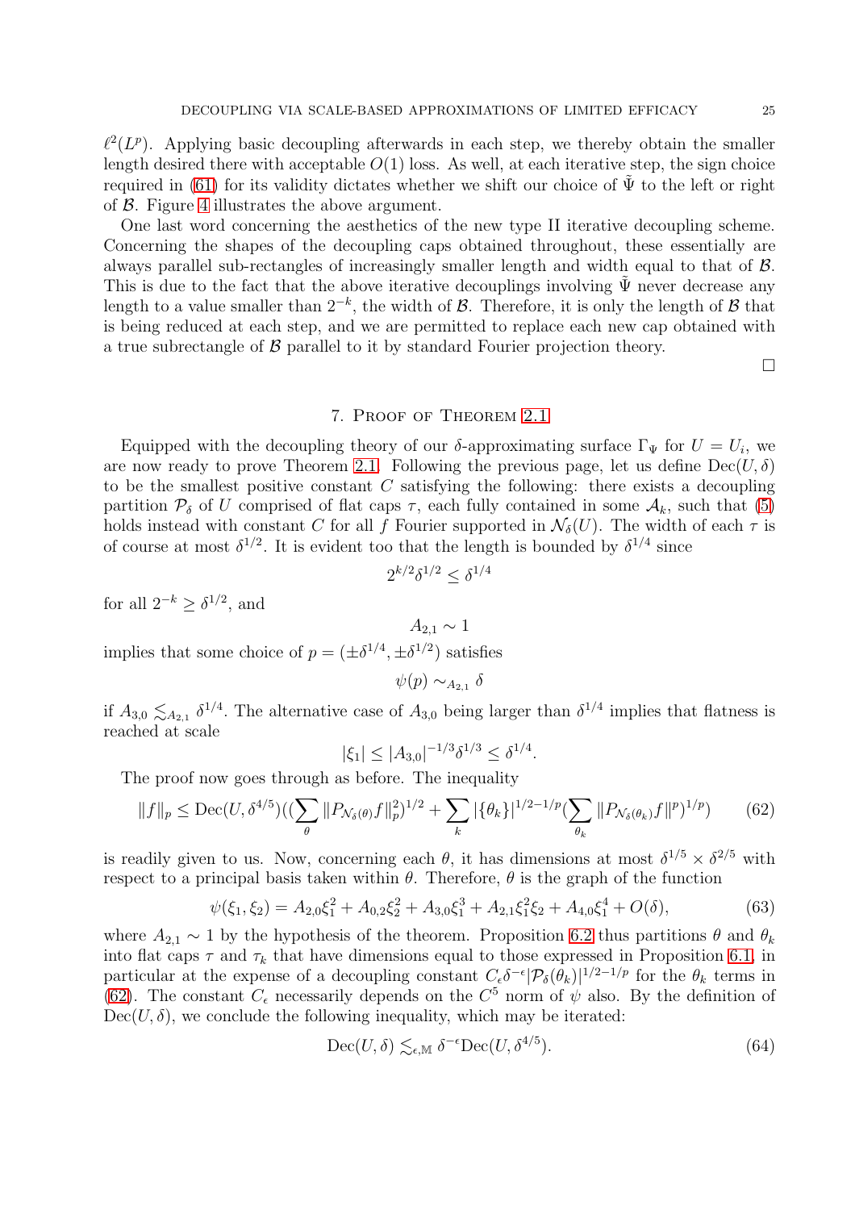$\ell^2(L^p)$. Applying basic decoupling afterwards in each step, we thereby obtain the smaller length desired there with acceptable $O(1)$ loss. As well, at each iterative step, the sign choice required in (61) for its validity dictates whether we shift our choice of $\tilde{\Psi}$ to the left or right of $\mathcal{B}$. Figure 4 illustrates the above argument.

One last word concerning the aesthetics of the new type II iterative decoupling scheme. Concerning the shapes of the decoupling caps obtained throughout, these essentially are always parallel sub-rectangles of increasingly smaller length and width equal to that of $\mathcal{B}$. This is due to the fact that the above iterative decouplings involving $\tilde{\Psi}$ never decrease any length to a value smaller than $2^{-k}$, the width of $\mathcal{B}$. Therefore, it is only the length of $\mathcal{B}$ that is being reduced at each step, and we are permitted to replace each new cap obtained with a true subrectangle of $\mathcal{B}$ parallel to it by standard Fourier projection theory.

$\square$

## 7. Proof of Theorem 2.1

Equipped with the decoupling theory of our $\delta$-approximating surface $\Gamma_\Psi$ for $U = U_i$, we are now ready to prove Theorem 2.1. Following the previous page, let us define $\mathrm{Dec}(U, \delta)$ to be the smallest positive constant $C$ satisfying the following: there exists a decoupling partition $\mathcal{P}_\delta$ of $U$ comprised of flat caps $\tau$, each fully contained in some $\mathcal{A}_k$, such that (5) holds instead with constant $C$ for all $f$ Fourier supported in $\mathcal{N}_\delta(U)$. The width of each $\tau$ is of course at most $\delta^{1/2}$. It is evident too that the length is bounded by $\delta^{1/4}$ since

$$2^{k/2}\delta^{1/2} \leq \delta^{1/4}$$

for all $2^{-k} \geq \delta^{1/2}$, and

$$A_{2,1} \sim 1$$

implies that some choice of $p = (\pm\delta^{1/4}, \pm\delta^{1/2})$ satisfies

$$\psi(p) \sim_{A_{2,1}} \delta$$

if $A_{3,0} \lesssim_{A_{2,1}} \delta^{1/4}$. The alternative case of $A_{3,0}$ being larger than $\delta^{1/4}$ implies that flatness is reached at scale

$$|\xi_1| \leq |A_{3,0}|^{-1/3}\delta^{1/3} \leq \delta^{1/4}.$$

The proof now goes through as before. The inequality

$$\|f\|_p \leq \mathrm{Dec}(U, \delta^{4/5})((\sum_\theta \|P_{\mathcal{N}_\delta(\theta)}f\|_p^2)^{1/2} + \sum_k |\{\theta_k\}|^{1/2-1/p}(\sum_{\theta_k} \|P_{\mathcal{N}_\delta(\theta_k)}f\|^p)^{1/p}) \tag{62}$$

is readily given to us. Now, concerning each $\theta$, it has dimensions at most $\delta^{1/5} \times \delta^{2/5}$ with respect to a principal basis taken within $\theta$. Therefore, $\theta$ is the graph of the function

$$\psi(\xi_1, \xi_2) = A_{2,0}\xi_1^2 + A_{0,2}\xi_2^2 + A_{3,0}\xi_1^3 + A_{2,1}\xi_1^2\xi_2 + A_{4,0}\xi_1^4 + O(\delta), \tag{63}$$

where $A_{2,1} \sim 1$ by the hypothesis of the theorem. Proposition 6.2 thus partitions $\theta$ and $\theta_k$ into flat caps $\tau$ and $\tau_k$ that have dimensions equal to those expressed in Proposition 6.1, in particular at the expense of a decoupling constant $C_\epsilon\delta^{-\epsilon}|\mathcal{P}_\delta(\theta_k)|^{1/2-1/p}$ for the $\theta_k$ terms in (62). The constant $C_\epsilon$ necessarily depends on the $C^5$ norm of $\psi$ also. By the definition of $\mathrm{Dec}(U, \delta)$, we conclude the following inequality, which may be iterated:

$$\mathrm{Dec}(U, \delta) \lesssim_{\epsilon, \mathbb{M}} \delta^{-\epsilon}\mathrm{Dec}(U, \delta^{4/5}). \tag{64}$$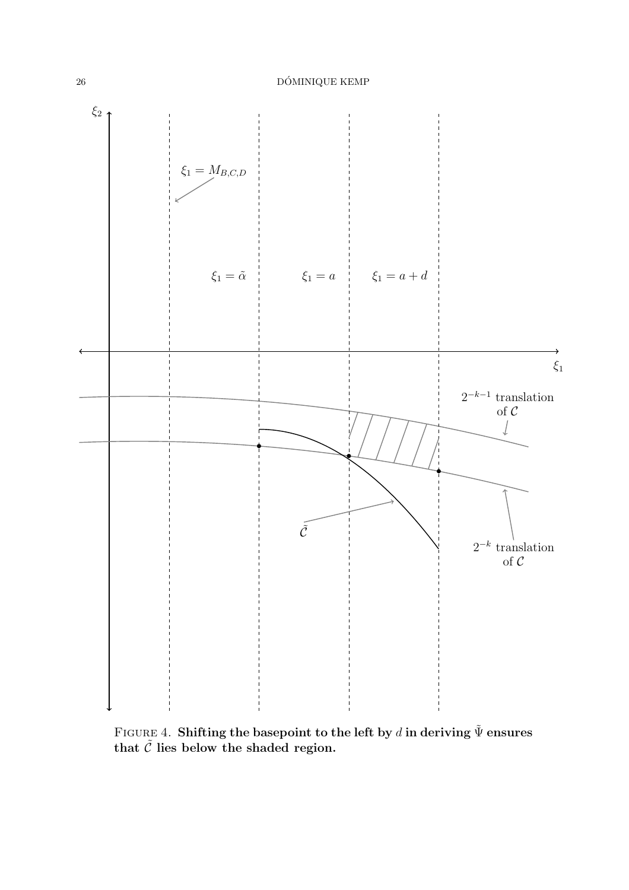Figure 4. **Shifting the basepoint to the left by $d$ in deriving $\tilde{\Psi}$ ensures that $\tilde{\mathcal{C}}$ lies below the shaded region.**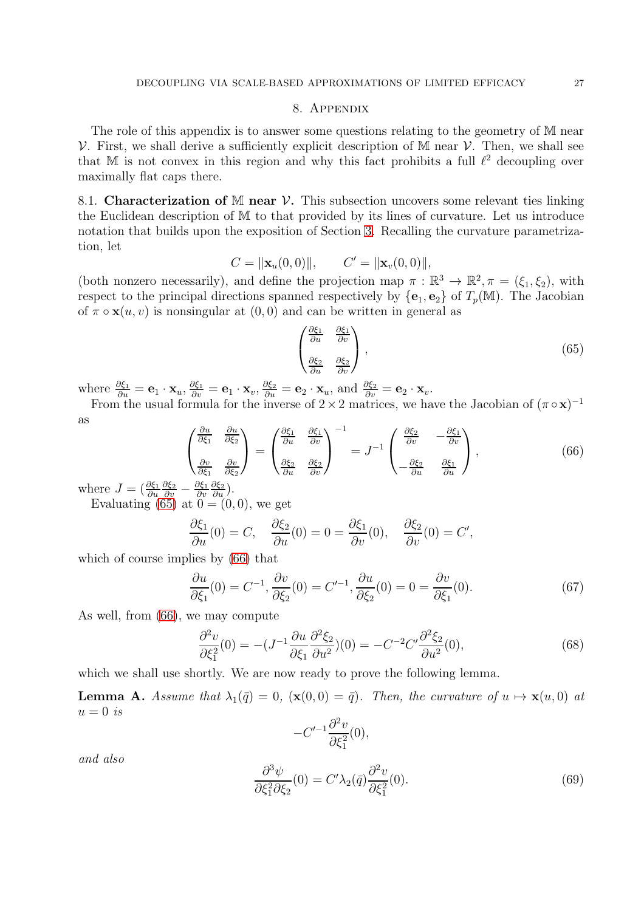## 8. Appendix

The role of this appendix is to answer some questions relating to the geometry of $\mathbb{M}$ near $\mathcal{V}$. First, we shall derive a sufficiently explicit description of $\mathbb{M}$ near $\mathcal{V}$. Then, we shall see that $\mathbb{M}$ is not convex in this region and why this fact prohibits a full $\ell^2$ decoupling over maximally flat caps there.

### 8.1. Characterization of $\mathbb{M}$ near $\mathcal{V}$.

This subsection uncovers some relevant ties linking the Euclidean description of $\mathbb{M}$ to that provided by its lines of curvature. Let us introduce notation that builds upon the exposition of Section 3. Recalling the curvature parametrization, let

$$C = \|\mathbf{x}_u(0,0)\|, \qquad C' = \|\mathbf{x}_v(0,0)\|,$$

(both nonzero necessarily), and define the projection map $\pi : \mathbb{R}^3 \to \mathbb{R}^2, \pi = (\xi_1, \xi_2)$, with respect to the principal directions spanned respectively by $\{\mathbf{e}_1, \mathbf{e}_2\}$ of $T_p(\mathbb{M})$. The Jacobian of $\pi \circ \mathbf{x}(u,v)$ is nonsingular at $(0,0)$ and can be written in general as

$$\begin{pmatrix} \frac{\partial \xi_1}{\partial u} & \frac{\partial \xi_1}{\partial v} \\ \frac{\partial \xi_2}{\partial u} & \frac{\partial \xi_2}{\partial v} \end{pmatrix}, \tag{65}$$

where $\frac{\partial \xi_1}{\partial u} = \mathbf{e}_1 \cdot \mathbf{x}_u$, $\frac{\partial \xi_1}{\partial v} = \mathbf{e}_1 \cdot \mathbf{x}_v$, $\frac{\partial \xi_2}{\partial u} = \mathbf{e}_2 \cdot \mathbf{x}_u$, and $\frac{\partial \xi_2}{\partial v} = \mathbf{e}_2 \cdot \mathbf{x}_v$.

From the usual formula for the inverse of $2 \times 2$ matrices, we have the Jacobian of $(\pi \circ \mathbf{x})^{-1}$ as

$$\begin{pmatrix} \frac{\partial u}{\partial \xi_1} & \frac{\partial u}{\partial \xi_2} \\ \frac{\partial v}{\partial \xi_1} & \frac{\partial v}{\partial \xi_2} \end{pmatrix} = \begin{pmatrix} \frac{\partial \xi_1}{\partial u} & \frac{\partial \xi_1}{\partial v} \\ \frac{\partial \xi_2}{\partial u} & \frac{\partial \xi_2}{\partial v} \end{pmatrix}^{-1} = J^{-1} \begin{pmatrix} \frac{\partial \xi_2}{\partial v} & -\frac{\partial \xi_1}{\partial v} \\ -\frac{\partial \xi_2}{\partial u} & \frac{\partial \xi_1}{\partial u} \end{pmatrix}, \tag{66}$$

where $J = (\frac{\partial \xi_1}{\partial u}\frac{\partial \xi_2}{\partial v} - \frac{\partial \xi_1}{\partial v}\frac{\partial \xi_2}{\partial u})$.

Evaluating (65) at $0 = (0,0)$, we get

$$\frac{\partial \xi_1}{\partial u}(0) = C, \quad \frac{\partial \xi_2}{\partial u}(0) = 0 = \frac{\partial \xi_1}{\partial v}(0), \quad \frac{\partial \xi_2}{\partial v}(0) = C',$$

which of course implies by (66) that

$$\frac{\partial u}{\partial \xi_1}(0) = C^{-1}, \frac{\partial v}{\partial \xi_2}(0) = C'^{-1}, \frac{\partial u}{\partial \xi_2}(0) = 0 = \frac{\partial v}{\partial \xi_1}(0). \tag{67}$$

As well, from (66), we may compute

$$\frac{\partial^2 v}{\partial \xi_1^2}(0) = -(J^{-1}\frac{\partial u}{\partial \xi_1}\frac{\partial^2 \xi_2}{\partial u^2})(0) = -C^{-2}C'\frac{\partial^2 \xi_2}{\partial u^2}(0), \tag{68}$$

which we shall use shortly. We are now ready to prove the following lemma.

**Lemma A.** *Assume that $\lambda_1(\bar{q}) = 0$, $(\mathbf{x}(0,0) = \bar{q})$. Then, the curvature of $u \mapsto \mathbf{x}(u,0)$ at $u = 0$ is*

$$-C'^{-1}\frac{\partial^2 v}{\partial \xi_1^2}(0),$$

*and also*

$$\frac{\partial^3 \psi}{\partial \xi_1^2 \partial \xi_2}(0) = C'\lambda_2(\bar{q})\frac{\partial^2 v}{\partial \xi_1^2}(0). \tag{69}$$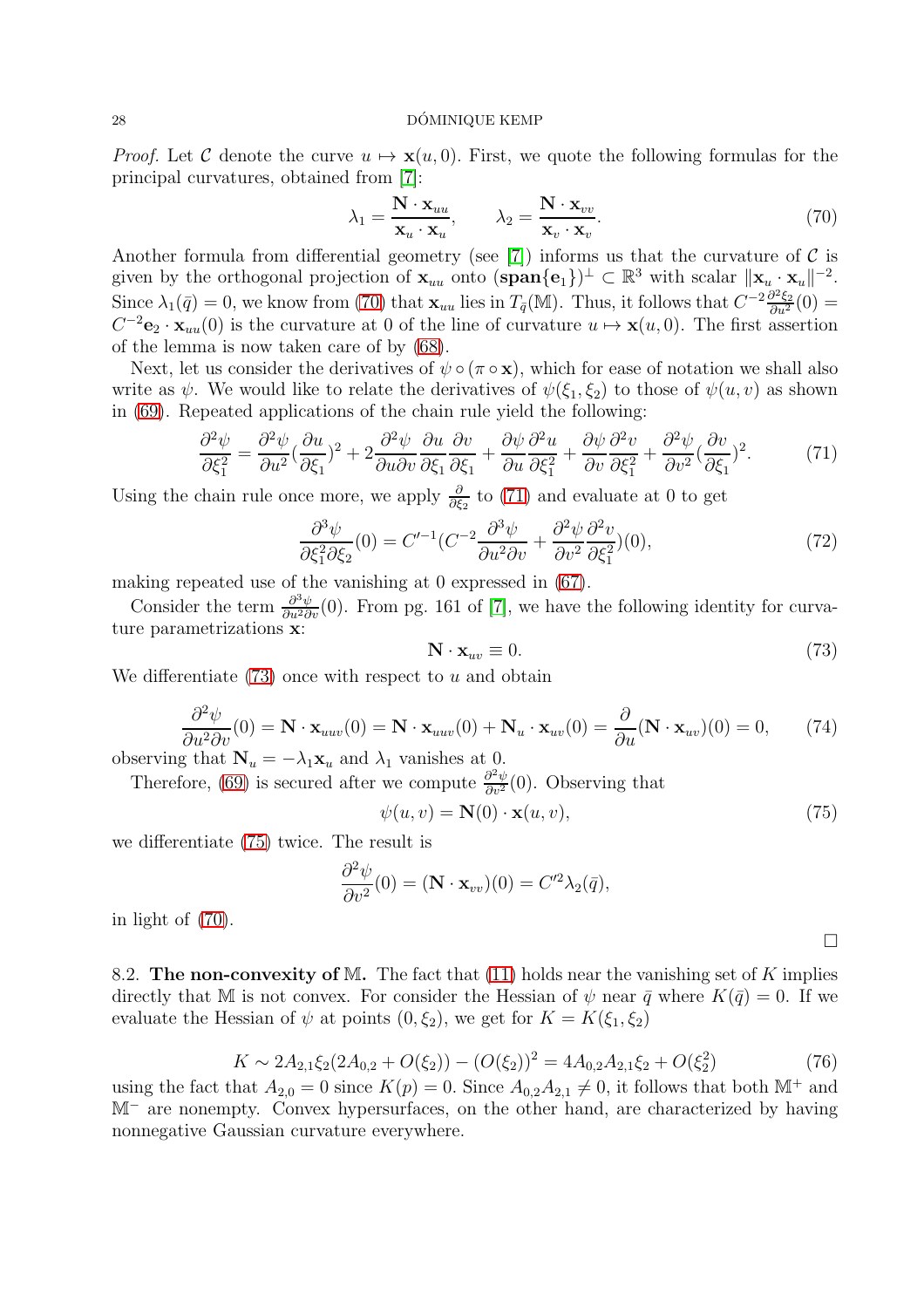*Proof.* Let $\mathcal{C}$ denote the curve $u \mapsto \mathbf{x}(u, 0)$. First, we quote the following formulas for the principal curvatures, obtained from [7]:

$$\lambda_1 = \frac{\mathbf{N} \cdot \mathbf{x}_{uu}}{\mathbf{x}_u \cdot \mathbf{x}_u}, \qquad \lambda_2 = \frac{\mathbf{N} \cdot \mathbf{x}_{vv}}{\mathbf{x}_v \cdot \mathbf{x}_v}. \tag{70}$$

Another formula from differential geometry (see [7]) informs us that the curvature of $\mathcal{C}$ is given by the orthogonal projection of $\mathbf{x}_{uu}$ onto $(\mathbf{span}\{\mathbf{e}_1\})^{\perp} \subset \mathbb{R}^3$ with scalar $\|\mathbf{x}_u \cdot \mathbf{x}_u\|^{-2}$. Since $\lambda_1(\bar{q}) = 0$, we know from (70) that $\mathbf{x}_{uu}$ lies in $T_{\bar{q}}(\mathbb{M})$. Thus, it follows that $C^{-2}\frac{\partial^2 \xi_2}{\partial u^2}(0) = C^{-2}\mathbf{e}_2 \cdot \mathbf{x}_{uu}(0)$ is the curvature at 0 of the line of curvature $u \mapsto \mathbf{x}(u, 0)$. The first assertion of the lemma is now taken care of by (68).

Next, let us consider the derivatives of $\psi \circ (\pi \circ \mathbf{x})$, which for ease of notation we shall also write as $\psi$. We would like to relate the derivatives of $\psi(\xi_1, \xi_2)$ to those of $\psi(u, v)$ as shown in (69). Repeated applications of the chain rule yield the following:

$$\frac{\partial^2 \psi}{\partial \xi_1^2} = \frac{\partial^2 \psi}{\partial u^2}\left(\frac{\partial u}{\partial \xi_1}\right)^2 + 2\frac{\partial^2 \psi}{\partial u \partial v}\frac{\partial u}{\partial \xi_1}\frac{\partial v}{\partial \xi_1} + \frac{\partial \psi}{\partial u}\frac{\partial^2 u}{\partial \xi_1^2} + \frac{\partial \psi}{\partial v}\frac{\partial^2 v}{\partial \xi_1^2} + \frac{\partial^2 \psi}{\partial v^2}\left(\frac{\partial v}{\partial \xi_1}\right)^2. \tag{71}$$

Using the chain rule once more, we apply $\frac{\partial}{\partial \xi_2}$ to (71) and evaluate at 0 to get

$$\frac{\partial^3 \psi}{\partial \xi_1^2 \partial \xi_2}(0) = C'^{-1}\left(C^{-2}\frac{\partial^3 \psi}{\partial u^2 \partial v} + \frac{\partial^2 \psi}{\partial v^2}\frac{\partial^2 v}{\partial \xi_1^2}\right)(0), \tag{72}$$

making repeated use of the vanishing at 0 expressed in (67).

Consider the term $\frac{\partial^3 \psi}{\partial u^2 \partial v}(0)$. From pg. 161 of [7], we have the following identity for curvature parametrizations $\mathbf{x}$:

$$\mathbf{N} \cdot \mathbf{x}_{uv} \equiv 0. \tag{73}$$

We differentiate (73) once with respect to $u$ and obtain

$$\frac{\partial^2 \psi}{\partial u^2 \partial v}(0) = \mathbf{N} \cdot \mathbf{x}_{uuv}(0) = \mathbf{N} \cdot \mathbf{x}_{uuv}(0) + \mathbf{N}_u \cdot \mathbf{x}_{uv}(0) = \frac{\partial}{\partial u}(\mathbf{N} \cdot \mathbf{x}_{uv})(0) = 0, \tag{74}$$

observing that $\mathbf{N}_u = -\lambda_1 \mathbf{x}_u$ and $\lambda_1$ vanishes at 0.

Therefore, (69) is secured after we compute $\frac{\partial^2 \psi}{\partial v^2}(0)$. Observing that

$$\psi(u, v) = \mathbf{N}(0) \cdot \mathbf{x}(u, v), \tag{75}$$

we differentiate (75) twice. The result is

$$\frac{\partial^2 \psi}{\partial v^2}(0) = (\mathbf{N} \cdot \mathbf{x}_{vv})(0) = C'^2 \lambda_2(\bar{q}),$$

in light of (70). □

8.2. **The non-convexity of** $\mathbb{M}$. The fact that (11) holds near the vanishing set of $K$ implies directly that $\mathbb{M}$ is not convex. For consider the Hessian of $\psi$ near $\bar{q}$ where $K(\bar{q}) = 0$. If we evaluate the Hessian of $\psi$ at points $(0, \xi_2)$, we get for $K = K(\xi_1, \xi_2)$

$$K \sim 2A_{2,1}\xi_2(2A_{0,2} + O(\xi_2)) - (O(\xi_2))^2 = 4A_{0,2}A_{2,1}\xi_2 + O(\xi_2^2) \tag{76}$$

using the fact that $A_{2,0} = 0$ since $K(p) = 0$. Since $A_{0,2}A_{2,1} \neq 0$, it follows that both $\mathbb{M}^+$ and $\mathbb{M}^-$ are nonempty. Convex hypersurfaces, on the other hand, are characterized by having nonnegative Gaussian curvature everywhere.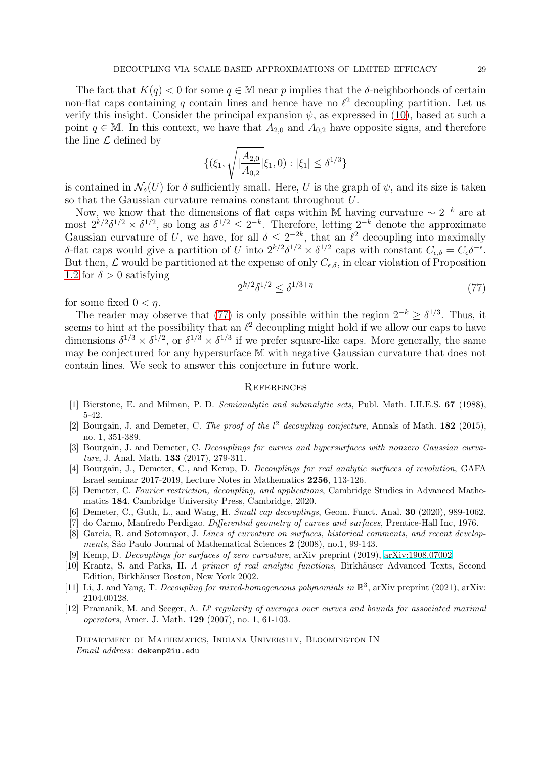The fact that $K(q) < 0$ for some $q \in \mathbb{M}$ near $p$ implies that the $\delta$-neighborhoods of certain non-flat caps containing $q$ contain lines and hence have no $\ell^2$ decoupling partition. Let us verify this insight. Consider the principal expansion $\psi$, as expressed in (10), based at such a point $q \in \mathbb{M}$. In this context, we have that $A_{2,0}$ and $A_{0,2}$ have opposite signs, and therefore the line $\mathcal{L}$ defined by

$$\{(\xi_1, \sqrt{|\frac{A_{2,0}}{A_{0,2}}|}\xi_1, 0) : |\xi_1| \leq \delta^{1/3}\}$$

is contained in $\mathcal{N}_\delta(U)$ for $\delta$ sufficiently small. Here, $U$ is the graph of $\psi$, and its size is taken so that the Gaussian curvature remains constant throughout $U$.

Now, we know that the dimensions of flat caps within $\mathbb{M}$ having curvature $\sim 2^{-k}$ are at most $2^{k/2}\delta^{1/2} \times \delta^{1/2}$, so long as $\delta^{1/2} \leq 2^{-k}$. Therefore, letting $2^{-k}$ denote the approximate Gaussian curvature of $U$, we have, for all $\delta \leq 2^{-2k}$, that an $\ell^2$ decoupling into maximally $\delta$-flat caps would give a partition of $U$ into $2^{k/2}\delta^{1/2} \times \delta^{1/2}$ caps with constant $C_{\epsilon,\delta} = C_\epsilon \delta^{-\epsilon}$. But then, $\mathcal{L}$ would be partitioned at the expense of only $C_{\epsilon,\delta}$, in clear violation of Proposition 1.2 for $\delta > 0$ satisfying

$$2^{k/2}\delta^{1/2} \leq \delta^{1/3+\eta} \tag{77}$$

for some fixed $0 < \eta$.

The reader may observe that (77) is only possible within the region $2^{-k} \geq \delta^{1/3}$. Thus, it seems to hint at the possibility that an $\ell^2$ decoupling might hold if we allow our caps to have dimensions $\delta^{1/3} \times \delta^{1/2}$, or $\delta^{1/3} \times \delta^{1/3}$ if we prefer square-like caps. More generally, the same may be conjectured for any hypersurface $\mathbb{M}$ with negative Gaussian curvature that does not contain lines. We seek to answer this conjecture in future work.

## References

[1] Bierstone, E. and Milman, P. D. *Semianalytic and subanalytic sets*, Publ. Math. I.H.E.S. **67** (1988), 5-42.

[2] Bourgain, J. and Demeter, C. *The proof of the $l^2$ decoupling conjecture*, Annals of Math. **182** (2015), no. 1, 351-389.

[3] Bourgain, J. and Demeter, C. *Decouplings for curves and hypersurfaces with nonzero Gaussian curvature*, J. Anal. Math. **133** (2017), 279-311.

[4] Bourgain, J., Demeter, C., and Kemp, D. *Decouplings for real analytic surfaces of revolution*, GAFA Israel seminar 2017-2019, Lecture Notes in Mathematics **2256**, 113-126.

[5] Demeter, C. *Fourier restriction, decoupling, and applications*, Cambridge Studies in Advanced Mathematics **184**. Cambridge University Press, Cambridge, 2020.

[6] Demeter, C., Guth, L., and Wang, H. *Small cap decouplings*, Geom. Funct. Anal. **30** (2020), 989-1062.

[7] do Carmo, Manfredo Perdigao. *Differential geometry of curves and surfaces*, Prentice-Hall Inc, 1976.

[8] Garcia, R. and Sotomayor, J. *Lines of curvature on surfaces, historical comments, and recent developments*, São Paulo Journal of Mathematical Sciences **2** (2008), no.1, 99-143.

[9] Kemp, D. *Decouplings for surfaces of zero curvature*, arXiv preprint (2019), arXiv:1908.07002.

[10] Krantz, S. and Parks, H. *A primer of real analytic functions*, Birkhäuser Advanced Texts, Second Edition, Birkhäuser Boston, New York 2002.

[11] Li, J. and Yang, T. *Decoupling for mixed-homogeneous polynomials in $\mathbb{R}^3$*, arXiv preprint (2021), arXiv: 2104.00128.

[12] Pramanik, M. and Seeger, A. *$L^p$ regularity of averages over curves and bounds for associated maximal operators*, Amer. J. Math. **129** (2007), no. 1, 61-103.

Department of Mathematics, Indiana University, Bloomington IN
*Email address*: dekemp@iu.edu